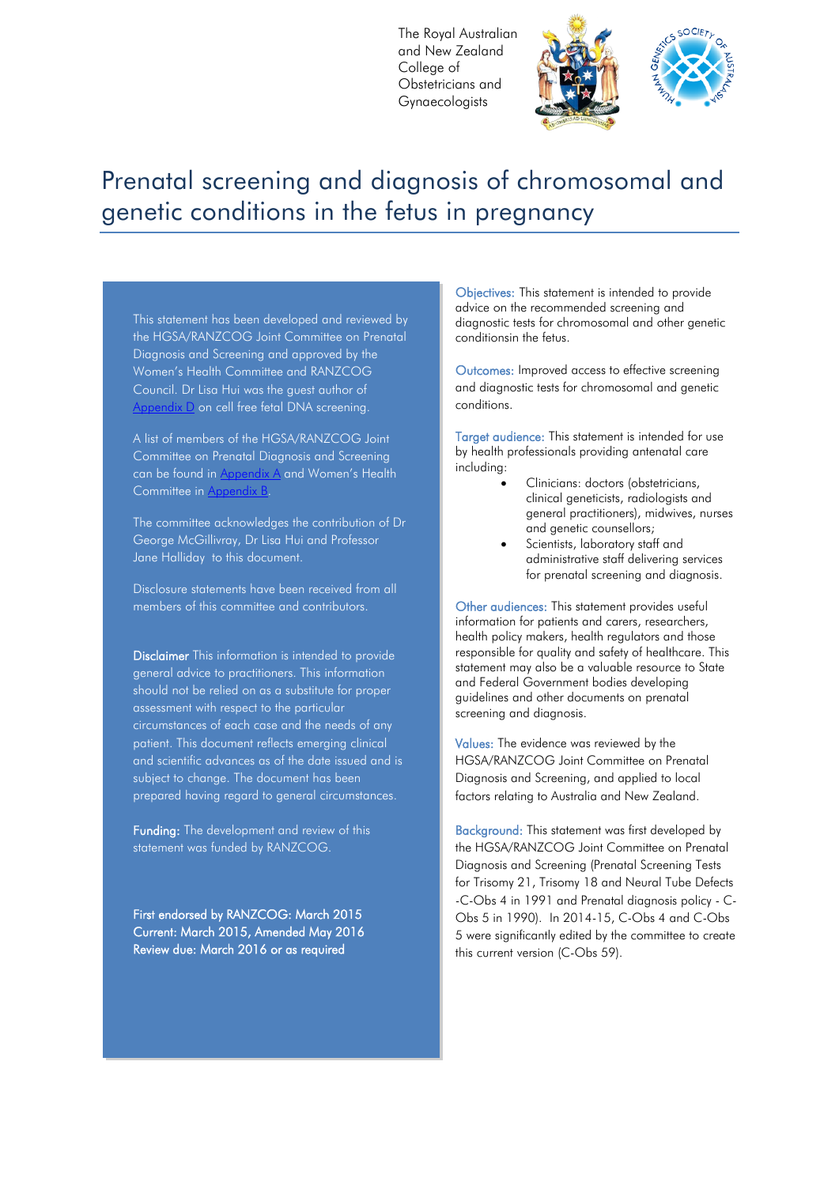The Royal Australian and New Zealand College of Obstetricians and Gynaecologists

# Prenatal screening and diagnosis of chromosomal and genetic conditions in the fetus in pregnancy

This statement has been developed and reviewed by the HGSA/RANZCOG Joint Committee on Prenatal Diagnosis and Screening and approved by the Women's Health Committee and RANZCOG Council. Dr Lisa Hui was the guest author of Appendix D on cell free fetal DNA screening.

A list of members of the HGSA/RANZCOG Joint Committee on Prenatal Diagnosis and Screening can be found in Appendix A and Women's Health Committee in Appendix B.

The committee acknowledges the contribution of Dr George McGillivray, Dr Lisa Hui and Professor Jane Halliday to this document.

Disclosure statements have been received from all members of this committee and contributors.

**Disclaimer** This information is intended to provide general advice to practitioners. This information should not be relied on as a substitute for proper assessment with respect to the particular circumstances of each case and the needs of any patient. This document reflects emerging clinical and scientific advances as of the date issued and is subject to change. The document has been prepared having regard to general circumstances.

**Funding:** The development and review of this statement was funded by RANZCOG.

**First endorsed by RANZCOG: March 2015**
**Current: March 2015, Amended May 2016**
**Review due: March 2016 or as required**

**Objectives:** This statement is intended to provide advice on the recommended screening and diagnostic tests for chromosomal and other genetic conditionsin the fetus.

**Outcomes:** Improved access to effective screening and diagnostic tests for chromosomal and genetic conditions.

**Target audience:** This statement is intended for use by health professionals providing antenatal care including:

- Clinicians: doctors (obstetricians, clinical geneticists, radiologists and general practitioners), midwives, nurses and genetic counsellors;
- Scientists, laboratory staff and administrative staff delivering services for prenatal screening and diagnosis.

**Other audiences:** This statement provides useful information for patients and carers, researchers, health policy makers, health regulators and those responsible for quality and safety of healthcare. This statement may also be a valuable resource to State and Federal Government bodies developing guidelines and other documents on prenatal screening and diagnosis.

**Values:** The evidence was reviewed by the HGSA/RANZCOG Joint Committee on Prenatal Diagnosis and Screening, and applied to local factors relating to Australia and New Zealand.

**Background:** This statement was first developed by the HGSA/RANZCOG Joint Committee on Prenatal Diagnosis and Screening (Prenatal Screening Tests for Trisomy 21, Trisomy 18 and Neural Tube Defects -C-Obs 4 in 1991 and Prenatal diagnosis policy - C-Obs 5 in 1990). In 2014-15, C-Obs 4 and C-Obs 5 were significantly edited by the committee to create this current version (C-Obs 59).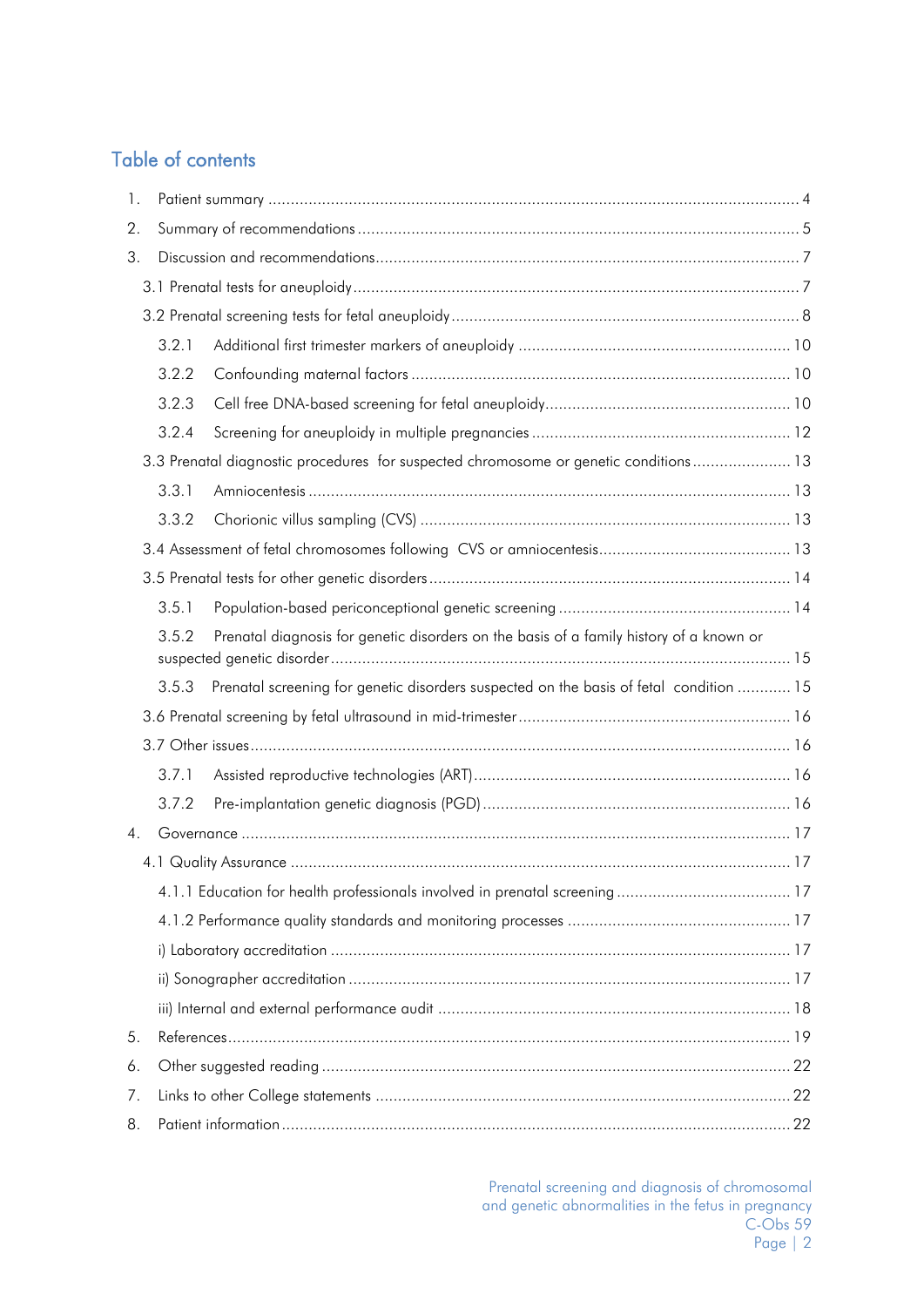## Table of contents

1. Patient summary ..... 4
2. Summary of recommendations ..... 5
3. Discussion and recommendations ..... 7
   - 3.1 Prenatal tests for aneuploidy ..... 7
   - 3.2 Prenatal screening tests for fetal aneuploidy ..... 8
     - 3.2.1 Additional first trimester markers of aneuploidy ..... 10
     - 3.2.2 Confounding maternal factors ..... 10
     - 3.2.3 Cell free DNA-based screening for fetal aneuploidy ..... 10
     - 3.2.4 Screening for aneuploidy in multiple pregnancies ..... 12
   - 3.3 Prenatal diagnostic procedures for suspected chromosome or genetic conditions ..... 13
     - 3.3.1 Amniocentesis ..... 13
     - 3.3.2 Chorionic villus sampling (CVS) ..... 13
   - 3.4 Assessment of fetal chromosomes following CVS or amniocentesis ..... 13
   - 3.5 Prenatal tests for other genetic disorders ..... 14
     - 3.5.1 Population-based periconceptional genetic screening ..... 14
     - 3.5.2 Prenatal diagnosis for genetic disorders on the basis of a family history of a known or suspected genetic disorder ..... 15
     - 3.5.3 Prenatal screening for genetic disorders suspected on the basis of fetal condition ..... 15
   - 3.6 Prenatal screening by fetal ultrasound in mid-trimester ..... 16
   - 3.7 Other issues ..... 16
     - 3.7.1 Assisted reproductive technologies (ART) ..... 16
     - 3.7.2 Pre-implantation genetic diagnosis (PGD) ..... 16
4. Governance ..... 17
   - 4.1 Quality Assurance ..... 17
     - 4.1.1 Education for health professionals involved in prenatal screening ..... 17
     - 4.1.2 Performance quality standards and monitoring processes ..... 17
     - i) Laboratory accreditation ..... 17
     - ii) Sonographer accreditation ..... 17
     - iii) Internal and external performance audit ..... 18
5. References ..... 19
6. Other suggested reading ..... 22
7. Links to other College statements ..... 22
8. Patient information ..... 22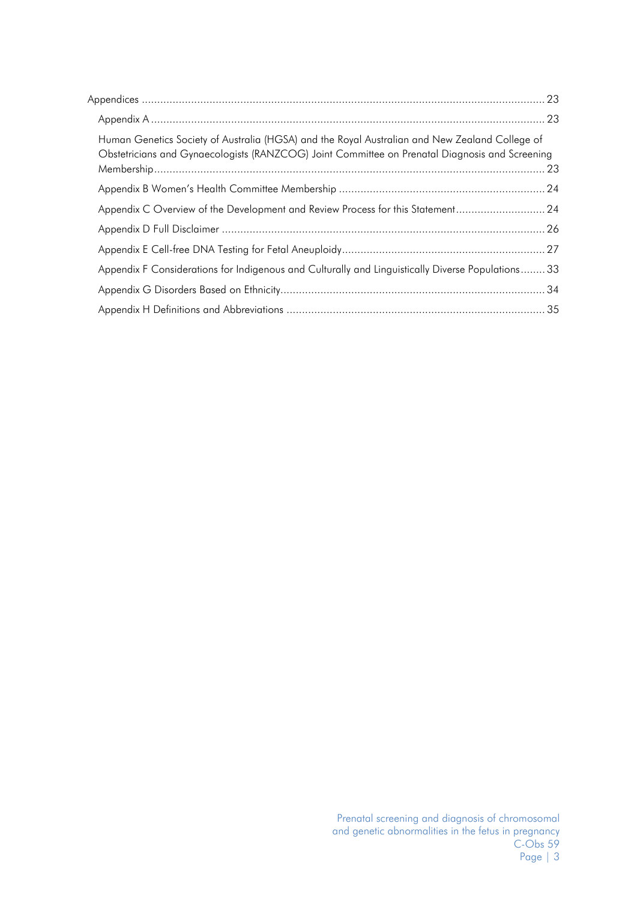Appendices ........................................................................................................................... 23

- Appendix A ........................................................................................................................ 23
- Human Genetics Society of Australia (HGSA) and the Royal Australian and New Zealand College of Obstetricians and Gynaecologists (RANZCOG) Joint Committee on Prenatal Diagnosis and Screening Membership ........................................................................................................................ 23
- Appendix B Women's Health Committee Membership ................................................................. 24
- Appendix C Overview of the Development and Review Process for this Statement ............................ 24
- Appendix D Full Disclaimer ........................................................................................................ 26
- Appendix E Cell-free DNA Testing for Fetal Aneuploidy ................................................................. 27
- Appendix F Considerations for Indigenous and Culturally and Linguistically Diverse Populations ........ 33
- Appendix G Disorders Based on Ethnicity ..................................................................................... 34
- Appendix H Definitions and Abbreviations ................................................................................... 35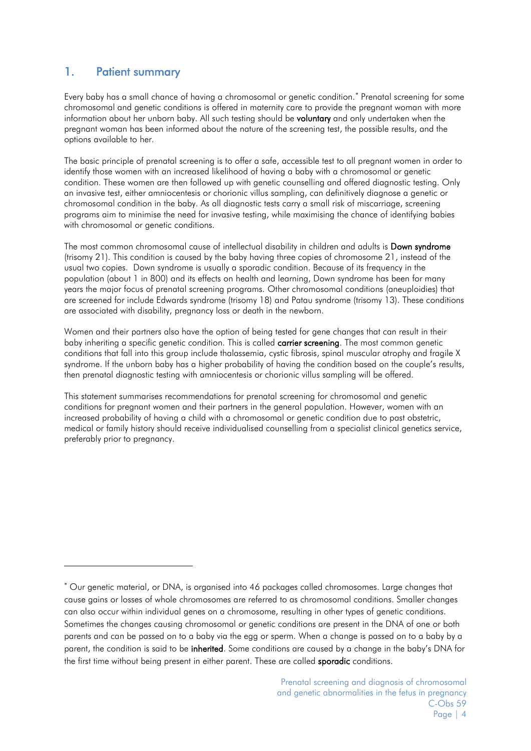## 1. Patient summary

Every baby has a small chance of having a chromosomal or genetic condition.* Prenatal screening for some chromosomal and genetic conditions is offered in maternity care to provide the pregnant woman with more information about her unborn baby. All such testing should be **voluntary** and only undertaken when the pregnant woman has been informed about the nature of the screening test, the possible results, and the options available to her.

The basic principle of prenatal screening is to offer a safe, accessible test to all pregnant women in order to identify those women with an increased likelihood of having a baby with a chromosomal or genetic condition. These women are then followed up with genetic counselling and offered diagnostic testing. Only an invasive test, either amniocentesis or chorionic villus sampling, can definitively diagnose a genetic or chromosomal condition in the baby. As all diagnostic tests carry a small risk of miscarriage, screening programs aim to minimise the need for invasive testing, while maximising the chance of identifying babies with chromosomal or genetic conditions.

The most common chromosomal cause of intellectual disability in children and adults is **Down syndrome** (trisomy 21). This condition is caused by the baby having three copies of chromosome 21, instead of the usual two copies. Down syndrome is usually a sporadic condition. Because of its frequency in the population (about 1 in 800) and its effects on health and learning, Down syndrome has been for many years the major focus of prenatal screening programs. Other chromosomal conditions (aneuploidies) that are screened for include Edwards syndrome (trisomy 18) and Patau syndrome (trisomy 13). These conditions are associated with disability, pregnancy loss or death in the newborn.

Women and their partners also have the option of being tested for gene changes that can result in their baby inheriting a specific genetic condition. This is called **carrier screening**. The most common genetic conditions that fall into this group include thalassemia, cystic fibrosis, spinal muscular atrophy and fragile X syndrome. If the unborn baby has a higher probability of having the condition based on the couple's results, then prenatal diagnostic testing with amniocentesis or chorionic villus sampling will be offered.

This statement summarises recommendations for prenatal screening for chromosomal and genetic conditions for pregnant women and their partners in the general population. However, women with an increased probability of having a child with a chromosomal or genetic condition due to past obstetric, medical or family history should receive individualised counselling from a specialist clinical genetics service, preferably prior to pregnancy.

---

* Our genetic material, or DNA, is organised into 46 packages called chromosomes. Large changes that cause gains or losses of whole chromosomes are referred to as chromosomal conditions. Smaller changes can also occur within individual genes on a chromosome, resulting in other types of genetic conditions. Sometimes the changes causing chromosomal or genetic conditions are present in the DNA of one or both parents and can be passed on to a baby via the egg or sperm. When a change is passed on to a baby by a parent, the condition is said to be **inherited**. Some conditions are caused by a change in the baby's DNA for the first time without being present in either parent. These are called **sporadic** conditions.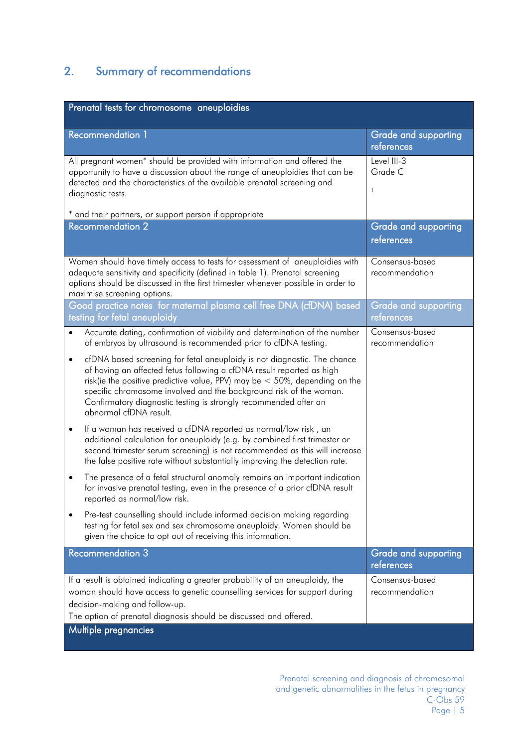## 2. Summary of recommendations

| Prenatal tests for chromosome aneuploidies | |
|---|---|
| **Recommendation 1** | **Grade and supporting references** |
| All pregnant women* should be provided with information and offered the opportunity to have a discussion about the range of aneuploidies that can be detected and the characteristics of the available prenatal screening and diagnostic tests.<br><br>* and their partners, or support person if appropriate | Level III-3<br>Grade C<br><br>1 |
| **Recommendation 2** | **Grade and supporting references** |
| Women should have timely access to tests for assessment of aneuploidies with adequate sensitivity and specificity (defined in table 1). Prenatal screening options should be discussed in the first trimester whenever possible in order to maximise screening options. | Consensus-based recommendation |
| **Good practice notes for maternal plasma cell free DNA (cfDNA) based testing for fetal aneuploidy** | **Grade and supporting references** |
| • Accurate dating, confirmation of viability and determination of the number of embryos by ultrasound is recommended prior to cfDNA testing.<br><br>• cfDNA based screening for fetal aneuploidy is not diagnostic. The chance of having an affected fetus following a cfDNA result reported as high risk(ie the positive predictive value, PPV) may be < 50%, depending on the specific chromosome involved and the background risk of the woman. Confirmatory diagnostic testing is strongly recommended after an abnormal cfDNA result.<br><br>• If a woman has received a cfDNA reported as normal/low risk , an additional calculation for aneuploidy (e.g. by combined first trimester or second trimester serum screening) is not recommended as this will increase the false positive rate without substantially improving the detection rate.<br><br>• The presence of a fetal structural anomaly remains an important indication for invasive prenatal testing, even in the presence of a prior cfDNA result reported as normal/low risk.<br><br>• Pre-test counselling should include informed decision making regarding testing for fetal sex and sex chromosome aneuploidy. Women should be given the choice to opt out of receiving this information. | Consensus-based recommendation |
| **Recommendation 3** | **Grade and supporting references** |
| If a result is obtained indicating a greater probability of an aneuploidy, the woman should have access to genetic counselling services for support during decision-making and follow-up.<br>The option of prenatal diagnosis should be discussed and offered. | Consensus-based recommendation |
| **Multiple pregnancies** | |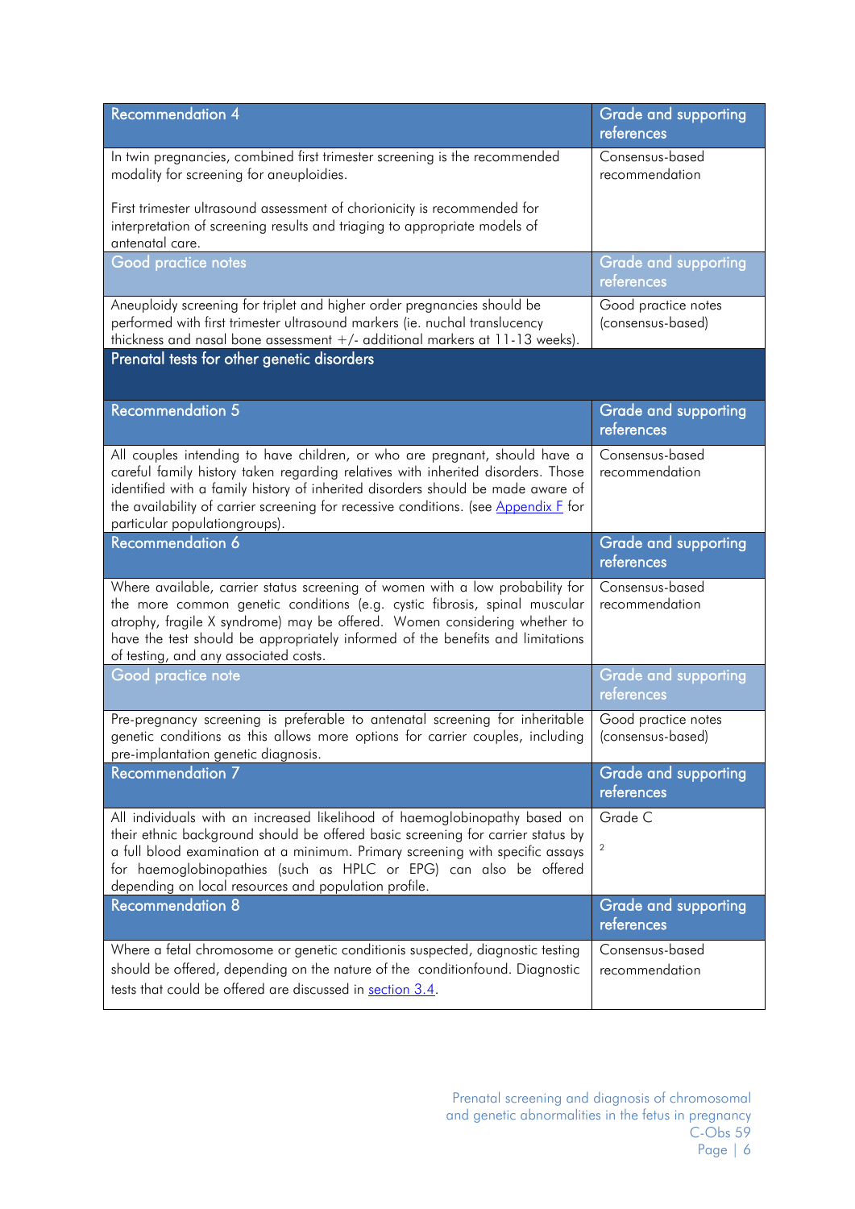| Recommendation 4 | Grade and supporting references |
|---|---|
| In twin pregnancies, combined first trimester screening is the recommended modality for screening for aneuploidies.<br><br>First trimester ultrasound assessment of chorionicity is recommended for interpretation of screening results and triaging to appropriate models of antenatal care. | Consensus-based recommendation |
| **Good practice notes** | **Grade and supporting references** |
| Aneuploidy screening for triplet and higher order pregnancies should be performed with first trimester ultrasound markers (ie. nuchal translucency thickness and nasal bone assessment +/- additional markers at 11-13 weeks). | Good practice notes (consensus-based) |
| **Prenatal tests for other genetic disorders** | |
| **Recommendation 5** | **Grade and supporting references** |
| All couples intending to have children, or who are pregnant, should have a careful family history taken regarding relatives with inherited disorders. Those identified with a family history of inherited disorders should be made aware of the availability of carrier screening for recessive conditions. (see Appendix F for particular populationgroups). | Consensus-based recommendation |
| **Recommendation 6** | **Grade and supporting references** |
| Where available, carrier status screening of women with a low probability for the more common genetic conditions (e.g. cystic fibrosis, spinal muscular atrophy, fragile X syndrome) may be offered. Women considering whether to have the test should be appropriately informed of the benefits and limitations of testing, and any associated costs. | Consensus-based recommendation |
| **Good practice note** | **Grade and supporting references** |
| Pre-pregnancy screening is preferable to antenatal screening for inheritable genetic conditions as this allows more options for carrier couples, including pre-implantation genetic diagnosis. | Good practice notes (consensus-based) |
| **Recommendation 7** | **Grade and supporting references** |
| All individuals with an increased likelihood of haemoglobinopathy based on their ethnic background should be offered basic screening for carrier status by a full blood examination at a minimum. Primary screening with specific assays for haemoglobinopathies (such as HPLC or EPG) can also be offered depending on local resources and population profile. | Grade C<br><br>2 |
| **Recommendation 8** | **Grade and supporting references** |
| Where a fetal chromosome or genetic conditionis suspected, diagnostic testing should be offered, depending on the nature of the conditionfound. Diagnostic tests that could be offered are discussed in section 3.4. | Consensus-based recommendation |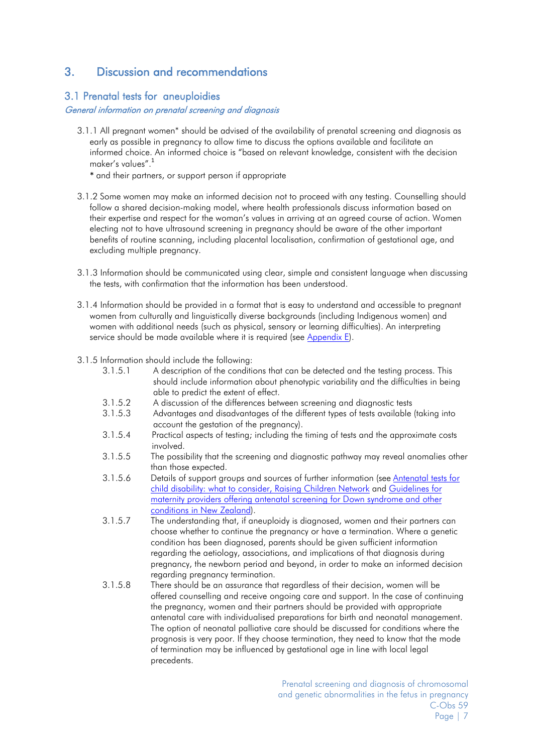# 3. Discussion and recommendations

## 3.1 Prenatal tests for aneuploidies

*General information on prenatal screening and diagnosis*

3.1.1 All pregnant women* should be advised of the availability of prenatal screening and diagnosis as early as possible in pregnancy to allow time to discuss the options available and facilitate an informed choice. An informed choice is "based on relevant knowledge, consistent with the decision maker's values".[1]

\* and their partners, or support person if appropriate

3.1.2 Some women may make an informed decision not to proceed with any testing. Counselling should follow a shared decision-making model, where health professionals discuss information based on their expertise and respect for the woman's values in arriving at an agreed course of action. Women electing not to have ultrasound screening in pregnancy should be aware of the other important benefits of routine scanning, including placental localisation, confirmation of gestational age, and excluding multiple pregnancy.

3.1.3 Information should be communicated using clear, simple and consistent language when discussing the tests, with confirmation that the information has been understood.

3.1.4 Information should be provided in a format that is easy to understand and accessible to pregnant women from culturally and linguistically diverse backgrounds (including Indigenous women) and women with additional needs (such as physical, sensory or learning difficulties). An interpreting service should be made available where it is required (see Appendix E).

3.1.5 Information should include the following:

- 3.1.5.1 A description of the conditions that can be detected and the testing process. This should include information about phenotypic variability and the difficulties in being able to predict the extent of effect.
- 3.1.5.2 A discussion of the differences between screening and diagnostic tests
- 3.1.5.3 Advantages and disadvantages of the different types of tests available (taking into account the gestation of the pregnancy).
- 3.1.5.4 Practical aspects of testing; including the timing of tests and the approximate costs involved.
- 3.1.5.5 The possibility that the screening and diagnostic pathway may reveal anomalies other than those expected.
- 3.1.5.6 Details of support groups and sources of further information (see Antenatal tests for child disability: what to consider, Raising Children Network and Guidelines for maternity providers offering antenatal screening for Down syndrome and other conditions in New Zealand).
- 3.1.5.7 The understanding that, if aneuploidy is diagnosed, women and their partners can choose whether to continue the pregnancy or have a termination. Where a genetic condition has been diagnosed, parents should be given sufficient information regarding the aetiology, associations, and implications of that diagnosis during pregnancy, the newborn period and beyond, in order to make an informed decision regarding pregnancy termination.
- 3.1.5.8 There should be an assurance that regardless of their decision, women will be offered counselling and receive ongoing care and support. In the case of continuing the pregnancy, women and their partners should be provided with appropriate antenatal care with individualised preparations for birth and neonatal management. The option of neonatal palliative care should be discussed for conditions where the prognosis is very poor. If they choose termination, they need to know that the mode of termination may be influenced by gestational age in line with local legal precedents.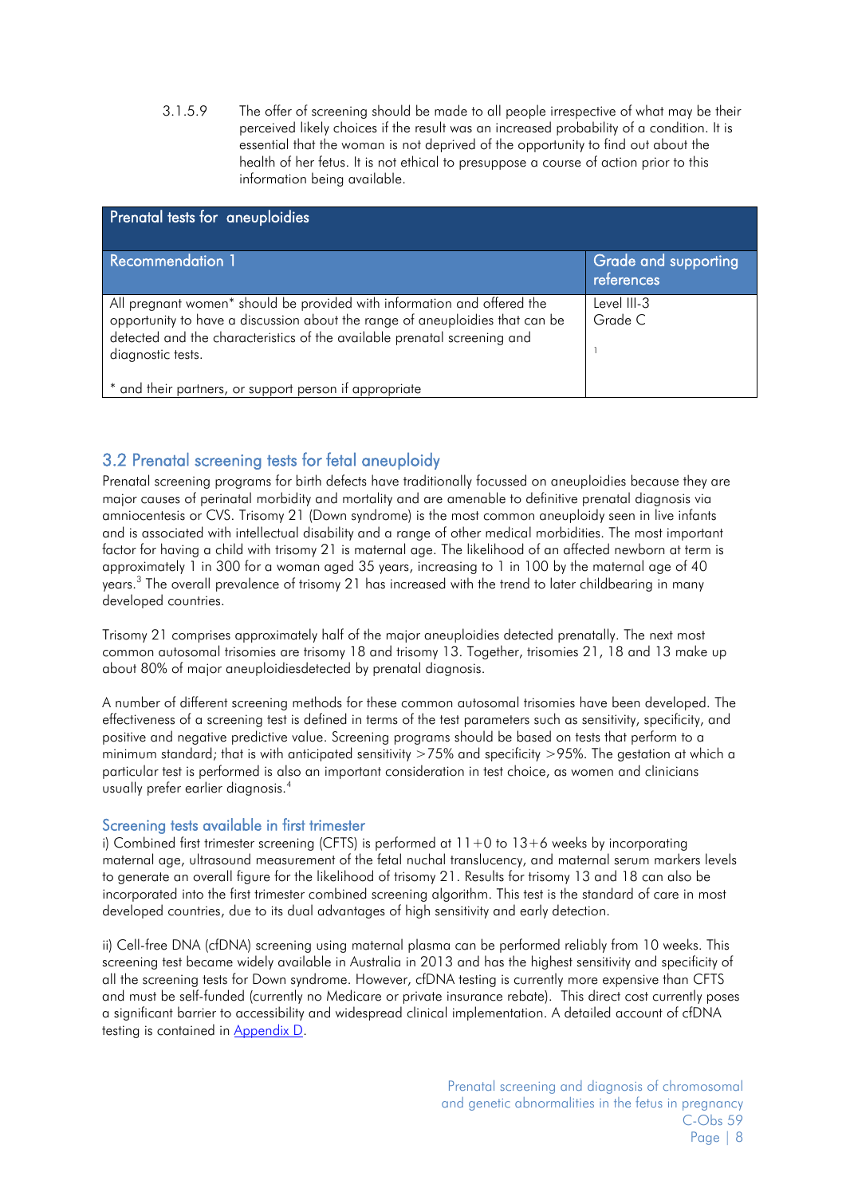3.1.5.9 The offer of screening should be made to all people irrespective of what may be their perceived likely choices if the result was an increased probability of a condition. It is essential that the woman is not deprived of the opportunity to find out about the health of her fetus. It is not ethical to presuppose a course of action prior to this information being available.

| Prenatal tests for aneuploidies | |
|---|---|
| **Recommendation 1** | **Grade and supporting references** |
| All pregnant women* should be provided with information and offered the opportunity to have a discussion about the range of aneuploidies that can be detected and the characteristics of the available prenatal screening and diagnostic tests.<br><br>* and their partners, or support person if appropriate | Level III-3<br>Grade C<br><br>1 |

## 3.2 Prenatal screening tests for fetal aneuploidy

Prenatal screening programs for birth defects have traditionally focussed on aneuploidies because they are major causes of perinatal morbidity and mortality and are amenable to definitive prenatal diagnosis via amniocentesis or CVS. Trisomy 21 (Down syndrome) is the most common aneuploidy seen in live infants and is associated with intellectual disability and a range of other medical morbidities. The most important factor for having a child with trisomy 21 is maternal age. The likelihood of an affected newborn at term is approximately 1 in 300 for a woman aged 35 years, increasing to 1 in 100 by the maternal age of 40 years.[3] The overall prevalence of trisomy 21 has increased with the trend to later childbearing in many developed countries.

Trisomy 21 comprises approximately half of the major aneuploidies detected prenatally. The next most common autosomal trisomies are trisomy 18 and trisomy 13. Together, trisomies 21, 18 and 13 make up about 80% of major aneuploidiesdetected by prenatal diagnosis.

A number of different screening methods for these common autosomal trisomies have been developed. The effectiveness of a screening test is defined in terms of the test parameters such as sensitivity, specificity, and positive and negative predictive value. Screening programs should be based on tests that perform to a minimum standard; that is with anticipated sensitivity >75% and specificity >95%. The gestation at which a particular test is performed is also an important consideration in test choice, as women and clinicians usually prefer earlier diagnosis.[4]

### Screening tests available in first trimester

i) Combined first trimester screening (CFTS) is performed at 11+0 to 13+6 weeks by incorporating maternal age, ultrasound measurement of the fetal nuchal translucency, and maternal serum markers levels to generate an overall figure for the likelihood of trisomy 21. Results for trisomy 13 and 18 can also be incorporated into the first trimester combined screening algorithm. This test is the standard of care in most developed countries, due to its dual advantages of high sensitivity and early detection.

ii) Cell-free DNA (cfDNA) screening using maternal plasma can be performed reliably from 10 weeks. This screening test became widely available in Australia in 2013 and has the highest sensitivity and specificity of all the screening tests for Down syndrome. However, cfDNA testing is currently more expensive than CFTS and must be self-funded (currently no Medicare or private insurance rebate). This direct cost currently poses a significant barrier to accessibility and widespread clinical implementation. A detailed account of cfDNA testing is contained in Appendix D.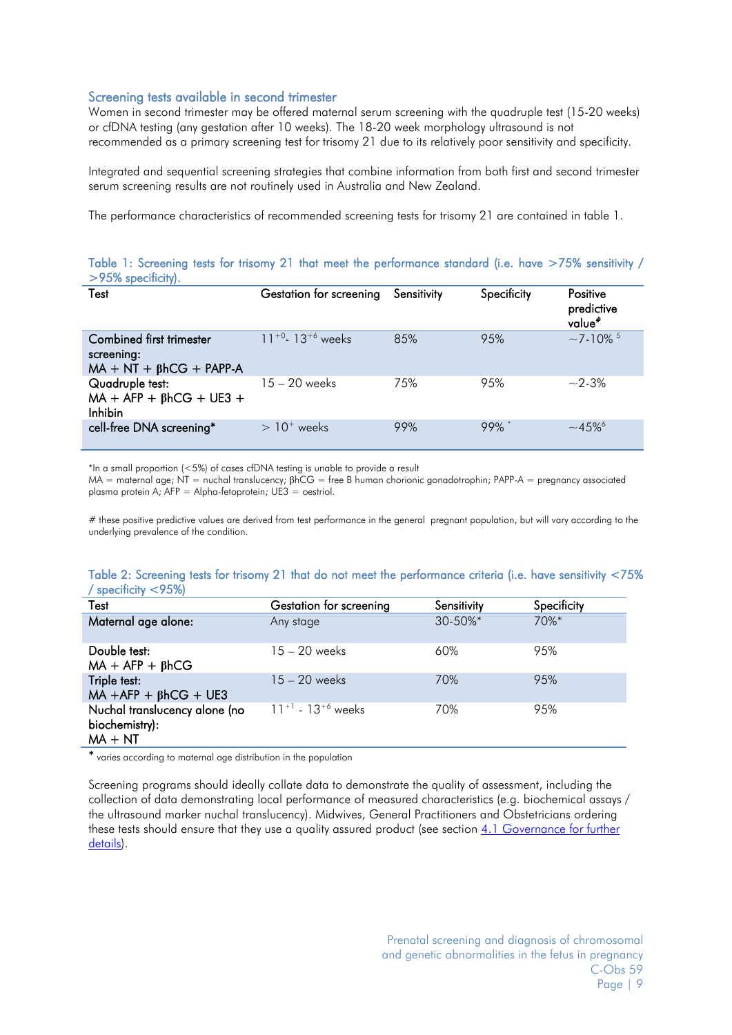### Screening tests available in second trimester

Women in second trimester may be offered maternal serum screening with the quadruple test (15-20 weeks) or cfDNA testing (any gestation after 10 weeks). The 18-20 week morphology ultrasound is not recommended as a primary screening test for trisomy 21 due to its relatively poor sensitivity and specificity.

Integrated and sequential screening strategies that combine information from both first and second trimester serum screening results are not routinely used in Australia and New Zealand.

The performance characteristics of recommended screening tests for trisomy 21 are contained in table 1.

Table 1: Screening tests for trisomy 21 that meet the performance standard (i.e. have >75% sensitivity / >95% specificity).

| Test | Gestation for screening | Sensitivity | Specificity | Positive predictive value# |
|---|---|---|---|---|
| Combined first trimester screening: MA + NT + βhCG + PAPP-A | $11^{+0}$- $13^{+6}$ weeks | 85% | 95% | ~7-10% [5] |
| Quadruple test: MA + AFP + βhCG + UE3 + Inhibin | 15 – 20 weeks | 75% | 95% | ~2-3% |
| cell-free DNA screening* | > $10^{+}$ weeks | 99% | 99% * | ~45%[6] |

*In a small proportion (<5%) of cases cfDNA testing is unable to provide a result
MA = maternal age; NT = nuchal translucency; βhCG = free B human chorionic gonadotrophin; PAPP-A = pregnancy associated plasma protein A; AFP = Alpha-fetoprotein; UE3 = oestriol.

# these positive predictive values are derived from test performance in the general pregnant population, but will vary according to the underlying prevalence of the condition.

Table 2: Screening tests for trisomy 21 that do not meet the performance criteria (i.e. have sensitivity <75% / specificity <95%)

| Test | Gestation for screening | Sensitivity | Specificity |
|---|---|---|---|
| Maternal age alone: | Any stage | 30-50%* | 70%* |
| Double test: MA + AFP + βhCG | 15 – 20 weeks | 60% | 95% |
| Triple test: MA +AFP + βhCG + UE3 | 15 – 20 weeks | 70% | 95% |
| Nuchal translucency alone (no biochemistry): MA + NT | $11^{+1}$ - $13^{+6}$ weeks | 70% | 95% |

* varies according to maternal age distribution in the population

Screening programs should ideally collate data to demonstrate the quality of assessment, including the collection of data demonstrating local performance of measured characteristics (e.g. biochemical assays / the ultrasound marker nuchal translucency). Midwives, General Practitioners and Obstetricians ordering these tests should ensure that they use a quality assured product (see section 4.1 Governance for further details).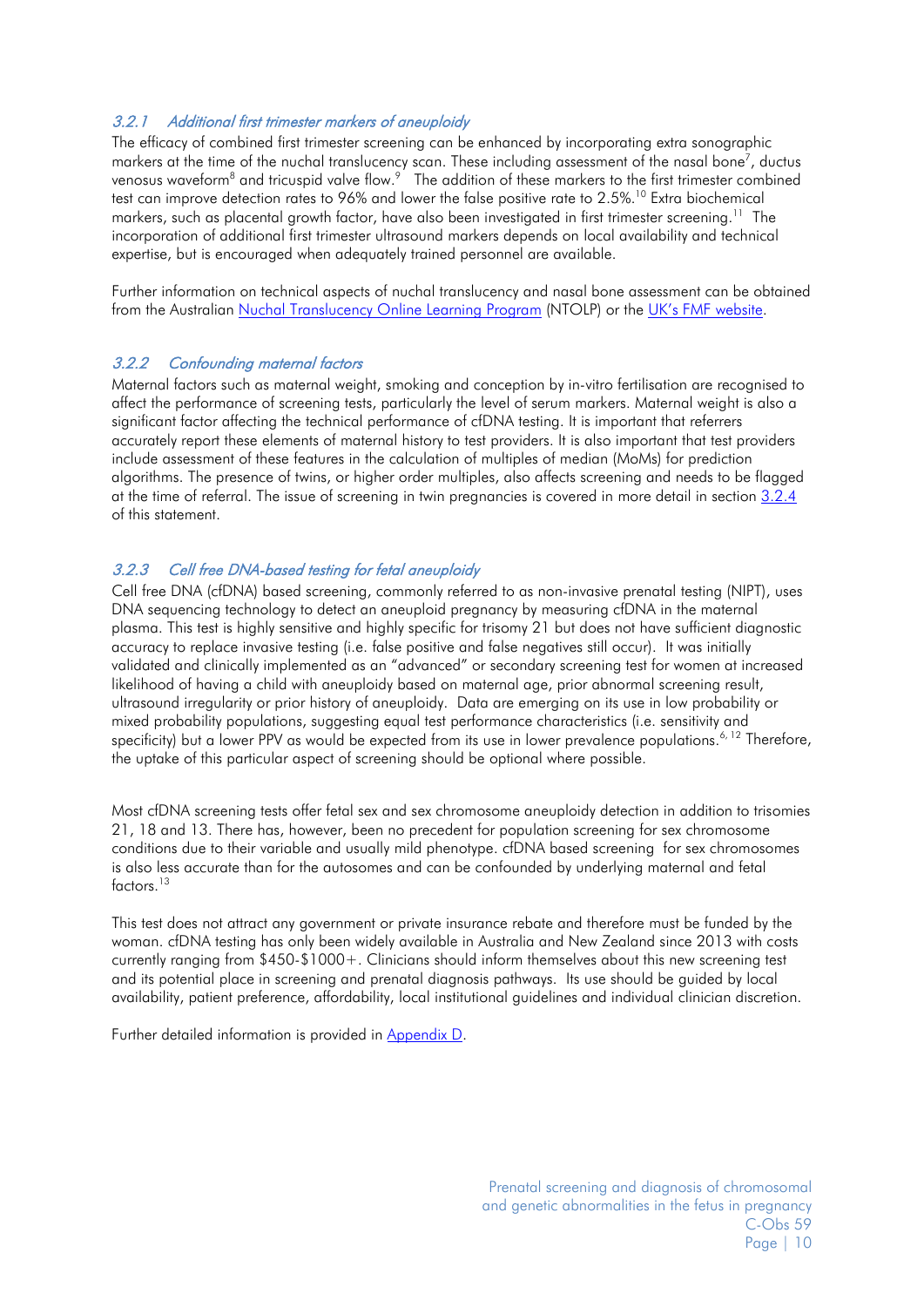### *3.2.1 Additional first trimester markers of aneuploidy*

The efficacy of combined first trimester screening can be enhanced by incorporating extra sonographic markers at the time of the nuchal translucency scan. These including assessment of the nasal bone[7], ductus venosus waveform[8] and tricuspid valve flow.[9] The addition of these markers to the first trimester combined test can improve detection rates to 96% and lower the false positive rate to 2.5%.[10] Extra biochemical markers, such as placental growth factor, have also been investigated in first trimester screening.[11] The incorporation of additional first trimester ultrasound markers depends on local availability and technical expertise, but is encouraged when adequately trained personnel are available.

Further information on technical aspects of nuchal translucency and nasal bone assessment can be obtained from the Australian [Nuchal Translucency Online Learning Program](#) (NTOLP) or the [UK's FMF website](#).

### *3.2.2 Confounding maternal factors*

Maternal factors such as maternal weight, smoking and conception by in-vitro fertilisation are recognised to affect the performance of screening tests, particularly the level of serum markers. Maternal weight is also a significant factor affecting the technical performance of cfDNA testing. It is important that referrers accurately report these elements of maternal history to test providers. It is also important that test providers include assessment of these features in the calculation of multiples of median (MoMs) for prediction algorithms. The presence of twins, or higher order multiples, also affects screening and needs to be flagged at the time of referral. The issue of screening in twin pregnancies is covered in more detail in section [3.2.4](#) of this statement.

### *3.2.3 Cell free DNA-based testing for fetal aneuploidy*

Cell free DNA (cfDNA) based screening, commonly referred to as non-invasive prenatal testing (NIPT), uses DNA sequencing technology to detect an aneuploid pregnancy by measuring cfDNA in the maternal plasma. This test is highly sensitive and highly specific for trisomy 21 but does not have sufficient diagnostic accuracy to replace invasive testing (i.e. false positive and false negatives still occur). It was initially validated and clinically implemented as an "advanced" or secondary screening test for women at increased likelihood of having a child with aneuploidy based on maternal age, prior abnormal screening result, ultrasound irregularity or prior history of aneuploidy. Data are emerging on its use in low probability or mixed probability populations, suggesting equal test performance characteristics (i.e. sensitivity and specificity) but a lower PPV as would be expected from its use in lower prevalence populations.[6, 12] Therefore, the uptake of this particular aspect of screening should be optional where possible.

Most cfDNA screening tests offer fetal sex and sex chromosome aneuploidy detection in addition to trisomies 21, 18 and 13. There has, however, been no precedent for population screening for sex chromosome conditions due to their variable and usually mild phenotype. cfDNA based screening for sex chromosomes is also less accurate than for the autosomes and can be confounded by underlying maternal and fetal factors.[13]

This test does not attract any government or private insurance rebate and therefore must be funded by the woman. cfDNA testing has only been widely available in Australia and New Zealand since 2013 with costs currently ranging from $450-$1000+. Clinicians should inform themselves about this new screening test and its potential place in screening and prenatal diagnosis pathways. Its use should be guided by local availability, patient preference, affordability, local institutional guidelines and individual clinician discretion.

Further detailed information is provided in [Appendix D](#).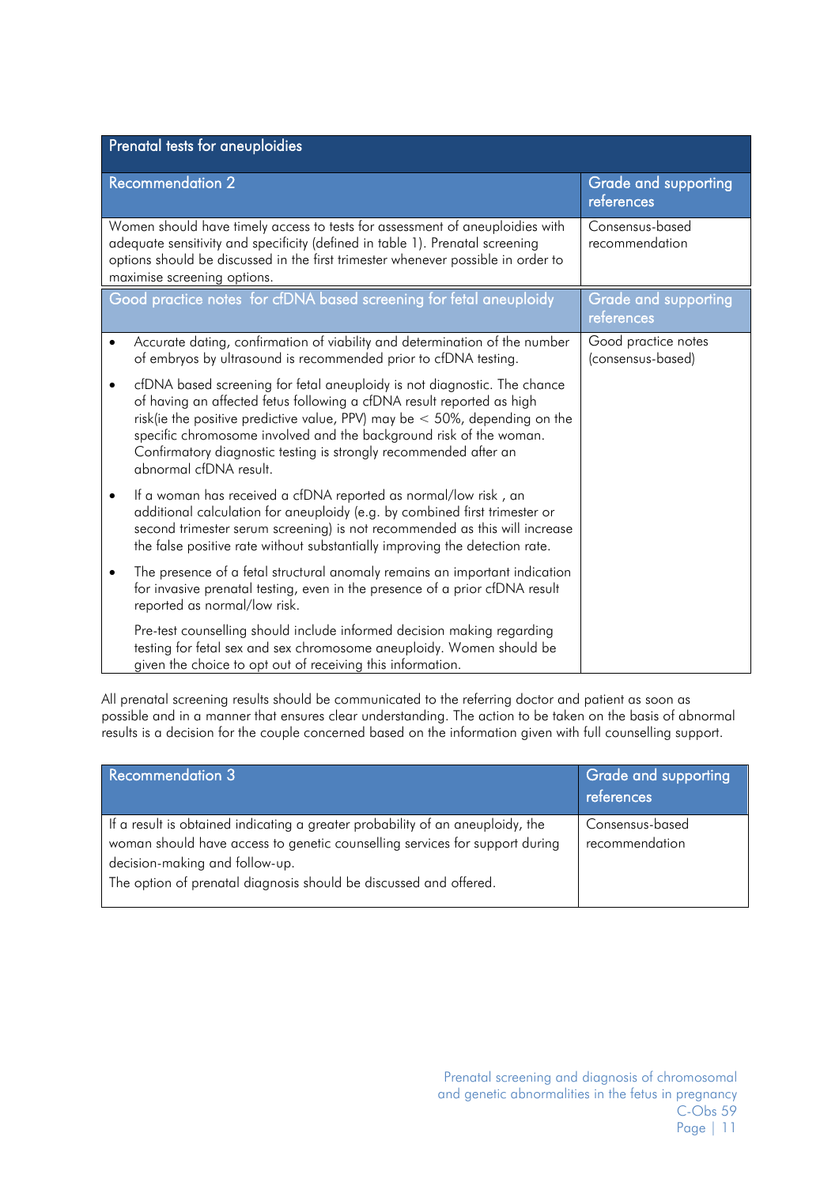| Prenatal tests for aneuploidies | |
|---|---|
| **Recommendation 2** | **Grade and supporting references** |
| Women should have timely access to tests for assessment of aneuploidies with adequate sensitivity and specificity (defined in table 1). Prenatal screening options should be discussed in the first trimester whenever possible in order to maximise screening options. | Consensus-based recommendation |
| **Good practice notes for cfDNA based screening for fetal aneuploidy** | **Grade and supporting references** |
| • Accurate dating, confirmation of viability and determination of the number of embryos by ultrasound is recommended prior to cfDNA testing.<br>• cfDNA based screening for fetal aneuploidy is not diagnostic. The chance of having an affected fetus following a cfDNA result reported as high risk(ie the positive predictive value, PPV) may be < 50%, depending on the specific chromosome involved and the background risk of the woman. Confirmatory diagnostic testing is strongly recommended after an abnormal cfDNA result.<br>• If a woman has received a cfDNA reported as normal/low risk , an additional calculation for aneuploidy (e.g. by combined first trimester or second trimester serum screening) is not recommended as this will increase the false positive rate without substantially improving the detection rate.<br>• The presence of a fetal structural anomaly remains an important indication for invasive prenatal testing, even in the presence of a prior cfDNA result reported as normal/low risk.<br>Pre-test counselling should include informed decision making regarding testing for fetal sex and sex chromosome aneuploidy. Women should be given the choice to opt out of receiving this information. | Good practice notes (consensus-based) |

All prenatal screening results should be communicated to the referring doctor and patient as soon as possible and in a manner that ensures clear understanding. The action to be taken on the basis of abnormal results is a decision for the couple concerned based on the information given with full counselling support.

| Recommendation 3 | Grade and supporting references |
|---|---|
| If a result is obtained indicating a greater probability of an aneuploidy, the woman should have access to genetic counselling services for support during decision-making and follow-up.<br>The option of prenatal diagnosis should be discussed and offered. | Consensus-based recommendation |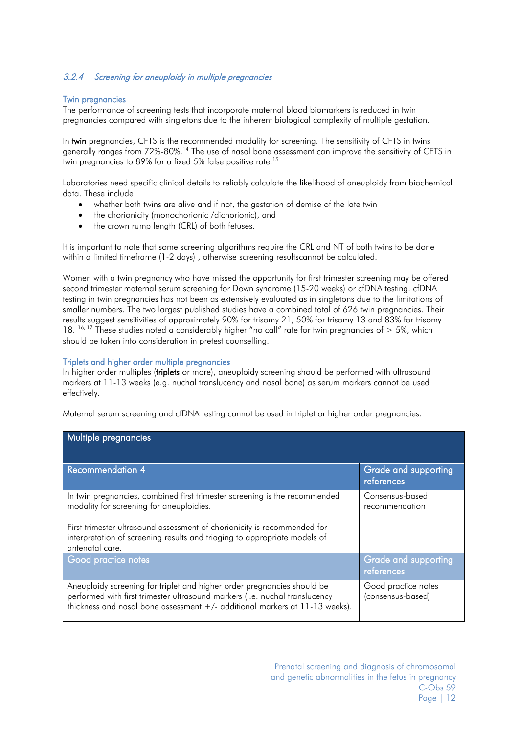### 3.2.4 *Screening for aneuploidy in multiple pregnancies*

#### Twin pregnancies

The performance of screening tests that incorporate maternal blood biomarkers is reduced in twin pregnancies compared with singletons due to the inherent biological complexity of multiple gestation.

In **twin** pregnancies, CFTS is the recommended modality for screening. The sensitivity of CFTS in twins generally ranges from 72%-80%.[14] The use of nasal bone assessment can improve the sensitivity of CFTS in twin pregnancies to 89% for a fixed 5% false positive rate.[15]

Laboratories need specific clinical details to reliably calculate the likelihood of aneuploidy from biochemical data. These include:

- whether both twins are alive and if not, the gestation of demise of the late twin
- the chorionicity (monochorionic /dichorionic), and
- the crown rump length (CRL) of both fetuses.

It is important to note that some screening algorithms require the CRL and NT of both twins to be done within a limited timeframe (1-2 days) , otherwise screening resultscannot be calculated.

Women with a twin pregnancy who have missed the opportunity for first trimester screening may be offered second trimester maternal serum screening for Down syndrome (15-20 weeks) or cfDNA testing. cfDNA testing in twin pregnancies has not been as extensively evaluated as in singletons due to the limitations of smaller numbers. The two largest published studies have a combined total of 626 twin pregnancies. Their results suggest sensitivities of approximately 90% for trisomy 21, 50% for trisomy 13 and 83% for trisomy 18. [16, 17] These studies noted a considerably higher "no call" rate for twin pregnancies of > 5%, which should be taken into consideration in pretest counselling.

#### Triplets and higher order multiple pregnancies

In higher order multiples (**triplets** or more), aneuploidy screening should be performed with ultrasound markers at 11-13 weeks (e.g. nuchal translucency and nasal bone) as serum markers cannot be used effectively.

Maternal serum screening and cfDNA testing cannot be used in triplet or higher order pregnancies.

| Multiple pregnancies | |
|---|---|
| **Recommendation 4** | **Grade and supporting references** |
| In twin pregnancies, combined first trimester screening is the recommended modality for screening for aneuploidies.<br><br>First trimester ultrasound assessment of chorionicity is recommended for interpretation of screening results and triaging to appropriate models of antenatal care. | Consensus-based recommendation |
| **Good practice notes** | **Grade and supporting references** |
| Aneuploidy screening for triplet and higher order pregnancies should be performed with first trimester ultrasound markers (i.e. nuchal translucency thickness and nasal bone assessment +/- additional markers at 11-13 weeks). | Good practice notes (consensus-based) |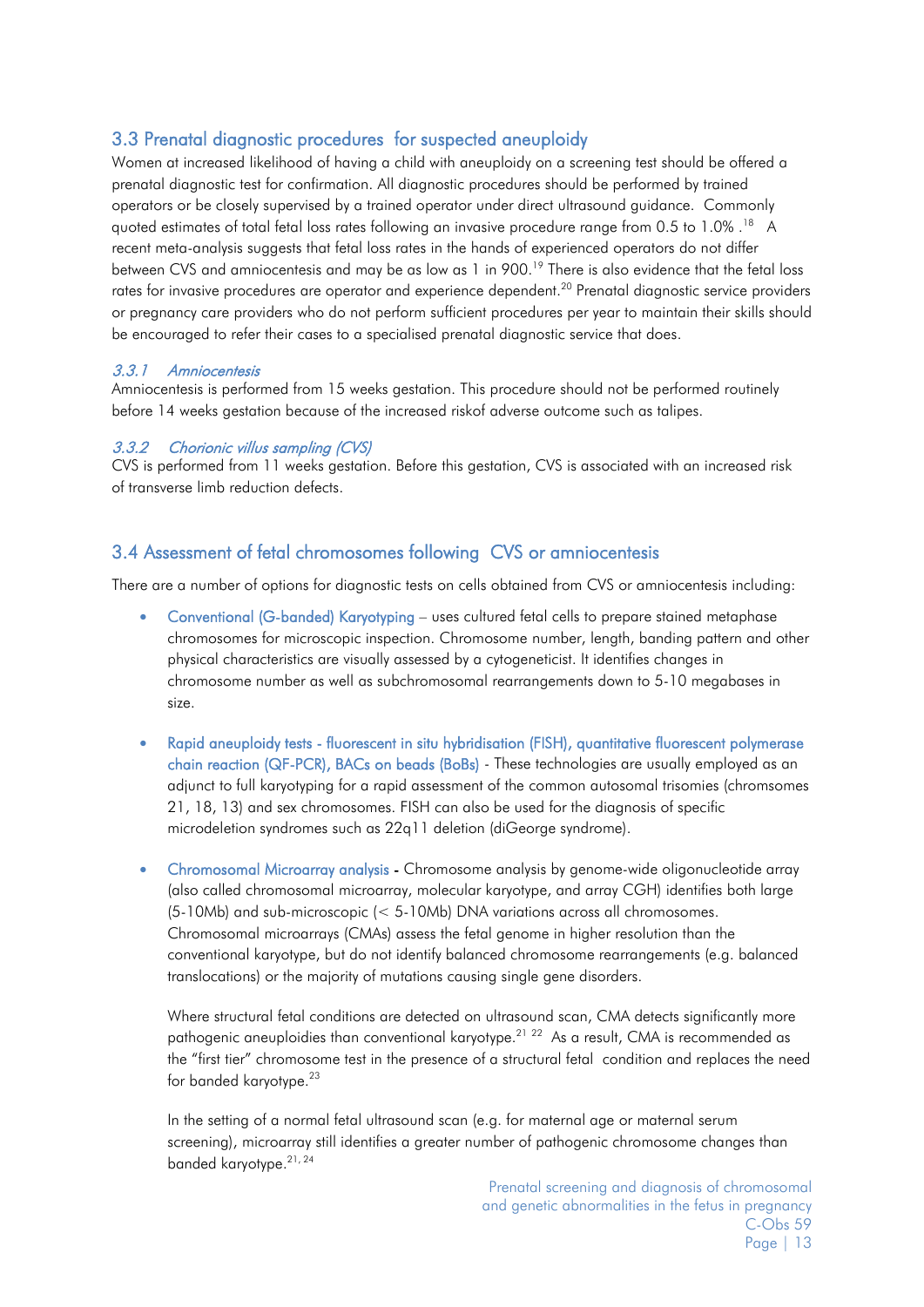## 3.3 Prenatal diagnostic procedures for suspected aneuploidy

Women at increased likelihood of having a child with aneuploidy on a screening test should be offered a prenatal diagnostic test for confirmation. All diagnostic procedures should be performed by trained operators or be closely supervised by a trained operator under direct ultrasound guidance. Commonly quoted estimates of total fetal loss rates following an invasive procedure range from 0.5 to 1.0% .[18] A recent meta-analysis suggests that fetal loss rates in the hands of experienced operators do not differ between CVS and amniocentesis and may be as low as 1 in 900.[19] There is also evidence that the fetal loss rates for invasive procedures are operator and experience dependent.[20] Prenatal diagnostic service providers or pregnancy care providers who do not perform sufficient procedures per year to maintain their skills should be encouraged to refer their cases to a specialised prenatal diagnostic service that does.

### *3.3.1 Amniocentesis*

Amniocentesis is performed from 15 weeks gestation. This procedure should not be performed routinely before 14 weeks gestation because of the increased riskof adverse outcome such as talipes.

### *3.3.2 Chorionic villus sampling (CVS)*

CVS is performed from 11 weeks gestation. Before this gestation, CVS is associated with an increased risk of transverse limb reduction defects.

## 3.4 Assessment of fetal chromosomes following CVS or amniocentesis

There are a number of options for diagnostic tests on cells obtained from CVS or amniocentesis including:

- Conventional (G-banded) Karyotyping – uses cultured fetal cells to prepare stained metaphase chromosomes for microscopic inspection. Chromosome number, length, banding pattern and other physical characteristics are visually assessed by a cytogeneticist. It identifies changes in chromosome number as well as subchromosomal rearrangements down to 5-10 megabases in size.

- Rapid aneuploidy tests - fluorescent in situ hybridisation (FISH), quantitative fluorescent polymerase chain reaction (QF-PCR), BACs on beads (BoBs) - These technologies are usually employed as an adjunct to full karyotyping for a rapid assessment of the common autosomal trisomies (chromsomes 21, 18, 13) and sex chromosomes. FISH can also be used for the diagnosis of specific microdeletion syndromes such as 22q11 deletion (diGeorge syndrome).

- Chromosomal Microarray analysis **-** Chromosome analysis by genome-wide oligonucleotide array (also called chromosomal microarray, molecular karyotype, and array CGH) identifies both large (5-10Mb) and sub-microscopic (< 5-10Mb) DNA variations across all chromosomes. Chromosomal microarrays (CMAs) assess the fetal genome in higher resolution than the conventional karyotype, but do not identify balanced chromosome rearrangements (e.g. balanced translocations) or the majority of mutations causing single gene disorders.

  Where structural fetal conditions are detected on ultrasound scan, CMA detects significantly more pathogenic aneuploidies than conventional karyotype.[21 22] As a result, CMA is recommended as the "first tier" chromosome test in the presence of a structural fetal condition and replaces the need for banded karyotype.[23]

  In the setting of a normal fetal ultrasound scan (e.g. for maternal age or maternal serum screening), microarray still identifies a greater number of pathogenic chromosome changes than banded karyotype.[21, 24]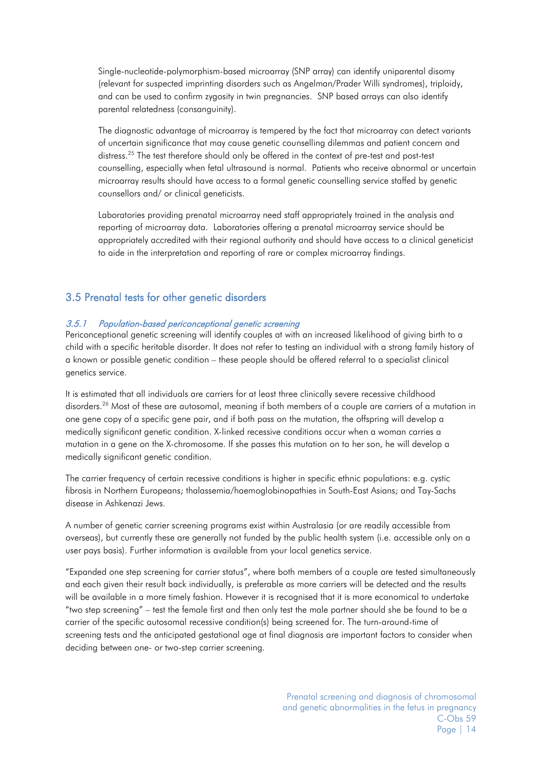Single-nucleotide-polymorphism-based microarray (SNP array) can identify uniparental disomy (relevant for suspected imprinting disorders such as Angelman/Prader Willi syndromes), triploidy, and can be used to confirm zygosity in twin pregnancies. SNP based arrays can also identify parental relatedness (consanguinity).

The diagnostic advantage of microarray is tempered by the fact that microarray can detect variants of uncertain significance that may cause genetic counselling dilemmas and patient concern and distress.[25] The test therefore should only be offered in the context of pre-test and post-test counselling, especially when fetal ultrasound is normal. Patients who receive abnormal or uncertain microarray results should have access to a formal genetic counselling service staffed by genetic counsellors and/ or clinical geneticists.

Laboratories providing prenatal microarray need staff appropriately trained in the analysis and reporting of microarray data. Laboratories offering a prenatal microarray service should be appropriately accredited with their regional authority and should have access to a clinical geneticist to aide in the interpretation and reporting of rare or complex microarray findings.

## 3.5 Prenatal tests for other genetic disorders

### *3.5.1 Population-based periconceptional genetic screening*

Periconceptional genetic screening will identify couples at with an increased likelihood of giving birth to a child with a specific heritable disorder. It does not refer to testing an individual with a strong family history of a known or possible genetic condition – these people should be offered referral to a specialist clinical genetics service.

It is estimated that all individuals are carriers for at least three clinically severe recessive childhood disorders.[26] Most of these are autosomal, meaning if both members of a couple are carriers of a mutation in one gene copy of a specific gene pair, and if both pass on the mutation, the offspring will develop a medically significant genetic condition. X-linked recessive conditions occur when a woman carries a mutation in a gene on the X-chromosome. If she passes this mutation on to her son, he will develop a medically significant genetic condition.

The carrier frequency of certain recessive conditions is higher in specific ethnic populations: e.g. cystic fibrosis in Northern Europeans; thalassemia/haemoglobinopathies in South-East Asians; and Tay-Sachs disease in Ashkenazi Jews.

A number of genetic carrier screening programs exist within Australasia (or are readily accessible from overseas), but currently these are generally not funded by the public health system (i.e. accessible only on a user pays basis). Further information is available from your local genetics service.

"Expanded one step screening for carrier status", where both members of a couple are tested simultaneously and each given their result back individually, is preferable as more carriers will be detected and the results will be available in a more timely fashion. However it is recognised that it is more economical to undertake "two step screening" – test the female first and then only test the male partner should she be found to be a carrier of the specific autosomal recessive condition(s) being screened for. The turn-around-time of screening tests and the anticipated gestational age at final diagnosis are important factors to consider when deciding between one- or two-step carrier screening.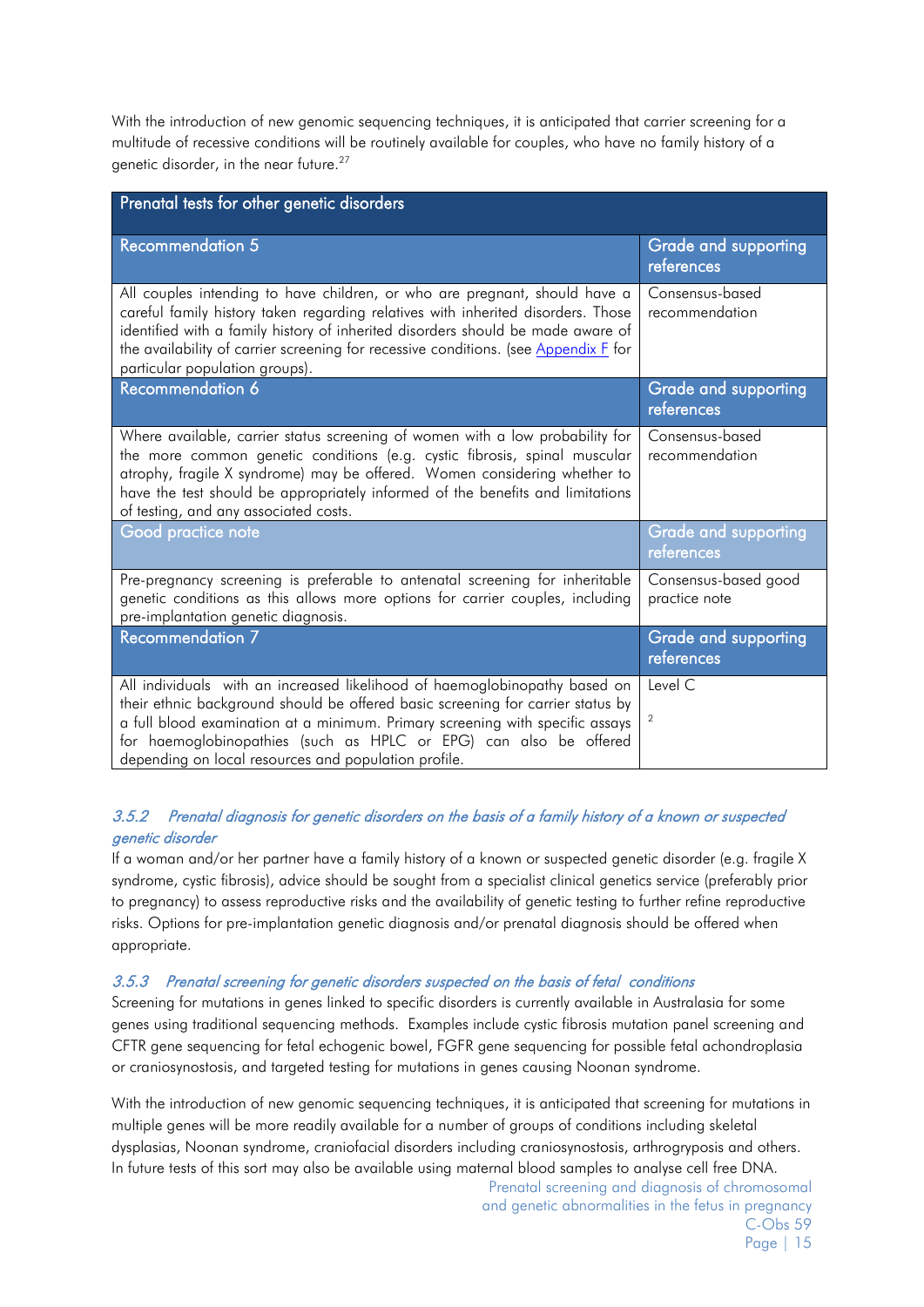With the introduction of new genomic sequencing techniques, it is anticipated that carrier screening for a multitude of recessive conditions will be routinely available for couples, who have no family history of a genetic disorder, in the near future.[27]

| Prenatal tests for other genetic disorders | |
|---|---|
| **Recommendation 5** | **Grade and supporting references** |
| All couples intending to have children, or who are pregnant, should have a careful family history taken regarding relatives with inherited disorders. Those identified with a family history of inherited disorders should be made aware of the availability of carrier screening for recessive conditions. (see Appendix F for particular population groups). | Consensus-based recommendation |
| **Recommendation 6** | **Grade and supporting references** |
| Where available, carrier status screening of women with a low probability for the more common genetic conditions (e.g. cystic fibrosis, spinal muscular atrophy, fragile X syndrome) may be offered. Women considering whether to have the test should be appropriately informed of the benefits and limitations of testing, and any associated costs. | Consensus-based recommendation |
| **Good practice note** | **Grade and supporting references** |
| Pre-pregnancy screening is preferable to antenatal screening for inheritable genetic conditions as this allows more options for carrier couples, including pre-implantation genetic diagnosis. | Consensus-based good practice note |
| **Recommendation 7** | **Grade and supporting references** |
| All individuals with an increased likelihood of haemoglobinopathy based on their ethnic background should be offered basic screening for carrier status by a full blood examination at a minimum. Primary screening with specific assays for haemoglobinopathies (such as HPLC or EPG) can also be offered depending on local resources and population profile. | Level C<br><br>2 |

### *3.5.2 Prenatal diagnosis for genetic disorders on the basis of a family history of a known or suspected genetic disorder*

If a woman and/or her partner have a family history of a known or suspected genetic disorder (e.g. fragile X syndrome, cystic fibrosis), advice should be sought from a specialist clinical genetics service (preferably prior to pregnancy) to assess reproductive risks and the availability of genetic testing to further refine reproductive risks. Options for pre-implantation genetic diagnosis and/or prenatal diagnosis should be offered when appropriate.

### *3.5.3 Prenatal screening for genetic disorders suspected on the basis of fetal conditions*

Screening for mutations in genes linked to specific disorders is currently available in Australasia for some genes using traditional sequencing methods. Examples include cystic fibrosis mutation panel screening and CFTR gene sequencing for fetal echogenic bowel, FGFR gene sequencing for possible fetal achondroplasia or craniosynostosis, and targeted testing for mutations in genes causing Noonan syndrome.

With the introduction of new genomic sequencing techniques, it is anticipated that screening for mutations in multiple genes will be more readily available for a number of groups of conditions including skeletal dysplasias, Noonan syndrome, craniofacial disorders including craniosynostosis, arthrogryposis and others. In future tests of this sort may also be available using maternal blood samples to analyse cell free DNA.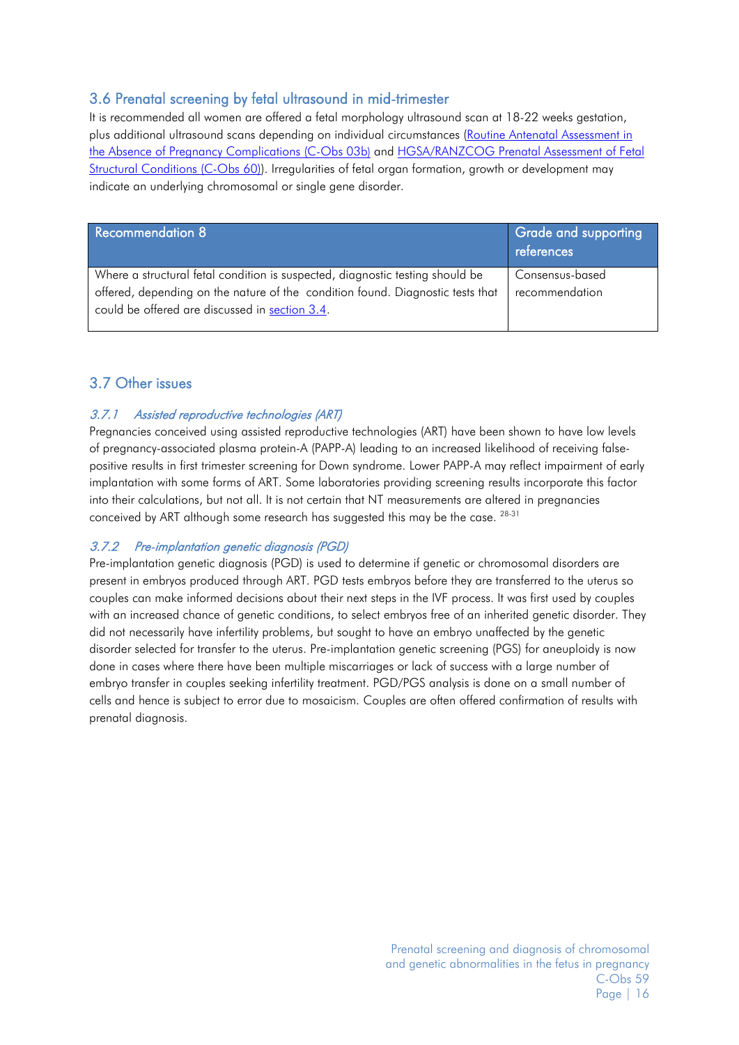## 3.6 Prenatal screening by fetal ultrasound in mid-trimester

It is recommended all women are offered a fetal morphology ultrasound scan at 18-22 weeks gestation, plus additional ultrasound scans depending on individual circumstances (Routine Antenatal Assessment in the Absence of Pregnancy Complications (C-Obs 03b) and HGSA/RANZCOG Prenatal Assessment of Fetal Structural Conditions (C-Obs 60)). Irregularities of fetal organ formation, growth or development may indicate an underlying chromosomal or single gene disorder.

| Recommendation 8 | Grade and supporting references |
|---|---|
| Where a structural fetal condition is suspected, diagnostic testing should be offered, depending on the nature of the condition found. Diagnostic tests that could be offered are discussed in section 3.4. | Consensus-based recommendation |

## 3.7 Other issues

### *3.7.1 Assisted reproductive technologies (ART)*

Pregnancies conceived using assisted reproductive technologies (ART) have been shown to have low levels of pregnancy-associated plasma protein-A (PAPP-A) leading to an increased likelihood of receiving false-positive results in first trimester screening for Down syndrome. Lower PAPP-A may reflect impairment of early implantation with some forms of ART. Some laboratories providing screening results incorporate this factor into their calculations, but not all. It is not certain that NT measurements are altered in pregnancies conceived by ART although some research has suggested this may be the case. [28-31]

### *3.7.2 Pre-implantation genetic diagnosis (PGD)*

Pre-implantation genetic diagnosis (PGD) is used to determine if genetic or chromosomal disorders are present in embryos produced through ART. PGD tests embryos before they are transferred to the uterus so couples can make informed decisions about their next steps in the IVF process. It was first used by couples with an increased chance of genetic conditions, to select embryos free of an inherited genetic disorder. They did not necessarily have infertility problems, but sought to have an embryo unaffected by the genetic disorder selected for transfer to the uterus. Pre-implantation genetic screening (PGS) for aneuploidy is now done in cases where there have been multiple miscarriages or lack of success with a large number of embryo transfer in couples seeking infertility treatment. PGD/PGS analysis is done on a small number of cells and hence is subject to error due to mosaicism. Couples are often offered confirmation of results with prenatal diagnosis.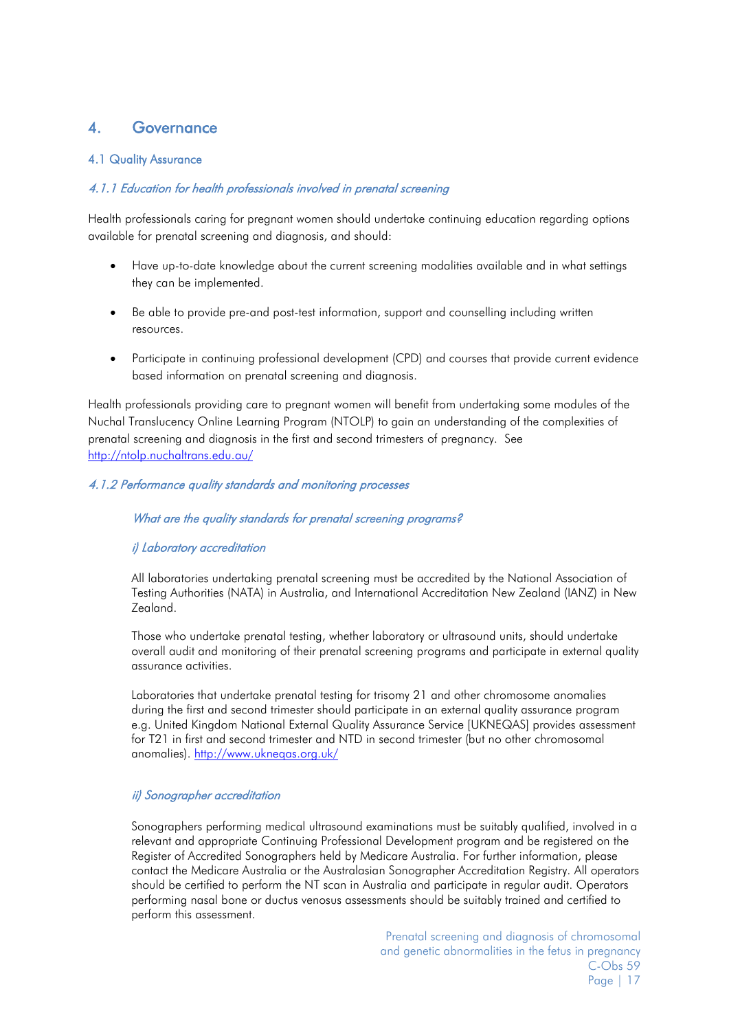# 4. Governance

## 4.1 Quality Assurance

### *4.1.1 Education for health professionals involved in prenatal screening*

Health professionals caring for pregnant women should undertake continuing education regarding options available for prenatal screening and diagnosis, and should:

- Have up-to-date knowledge about the current screening modalities available and in what settings they can be implemented.
- Be able to provide pre-and post-test information, support and counselling including written resources.
- Participate in continuing professional development (CPD) and courses that provide current evidence based information on prenatal screening and diagnosis.

Health professionals providing care to pregnant women will benefit from undertaking some modules of the Nuchal Translucency Online Learning Program (NTOLP) to gain an understanding of the complexities of prenatal screening and diagnosis in the first and second trimesters of pregnancy. See http://ntolp.nuchaltrans.edu.au/

### *4.1.2 Performance quality standards and monitoring processes*

*What are the quality standards for prenatal screening programs?*

*i) Laboratory accreditation*

All laboratories undertaking prenatal screening must be accredited by the National Association of Testing Authorities (NATA) in Australia, and International Accreditation New Zealand (IANZ) in New Zealand.

Those who undertake prenatal testing, whether laboratory or ultrasound units, should undertake overall audit and monitoring of their prenatal screening programs and participate in external quality assurance activities.

Laboratories that undertake prenatal testing for trisomy 21 and other chromosome anomalies during the first and second trimester should participate in an external quality assurance program e.g. United Kingdom National External Quality Assurance Service [UKNEQAS] provides assessment for T21 in first and second trimester and NTD in second trimester (but no other chromosomal anomalies). http://www.ukneqas.org.uk/

*ii) Sonographer accreditation*

Sonographers performing medical ultrasound examinations must be suitably qualified, involved in a relevant and appropriate Continuing Professional Development program and be registered on the Register of Accredited Sonographers held by Medicare Australia. For further information, please contact the Medicare Australia or the Australasian Sonographer Accreditation Registry. All operators should be certified to perform the NT scan in Australia and participate in regular audit. Operators performing nasal bone or ductus venosus assessments should be suitably trained and certified to perform this assessment.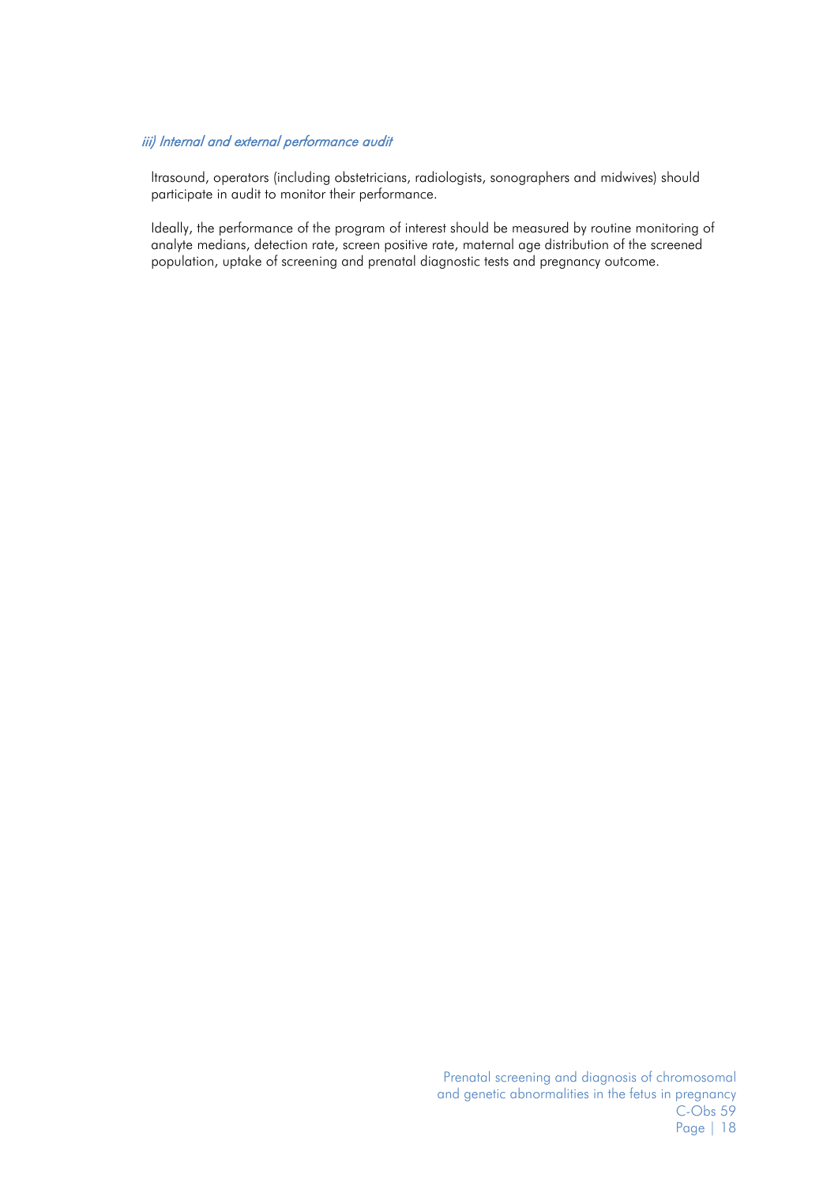### *iii) Internal and external performance audit*

ltrasound, operators (including obstetricians, radiologists, sonographers and midwives) should participate in audit to monitor their performance.

Ideally, the performance of the program of interest should be measured by routine monitoring of analyte medians, detection rate, screen positive rate, maternal age distribution of the screened population, uptake of screening and prenatal diagnostic tests and pregnancy outcome.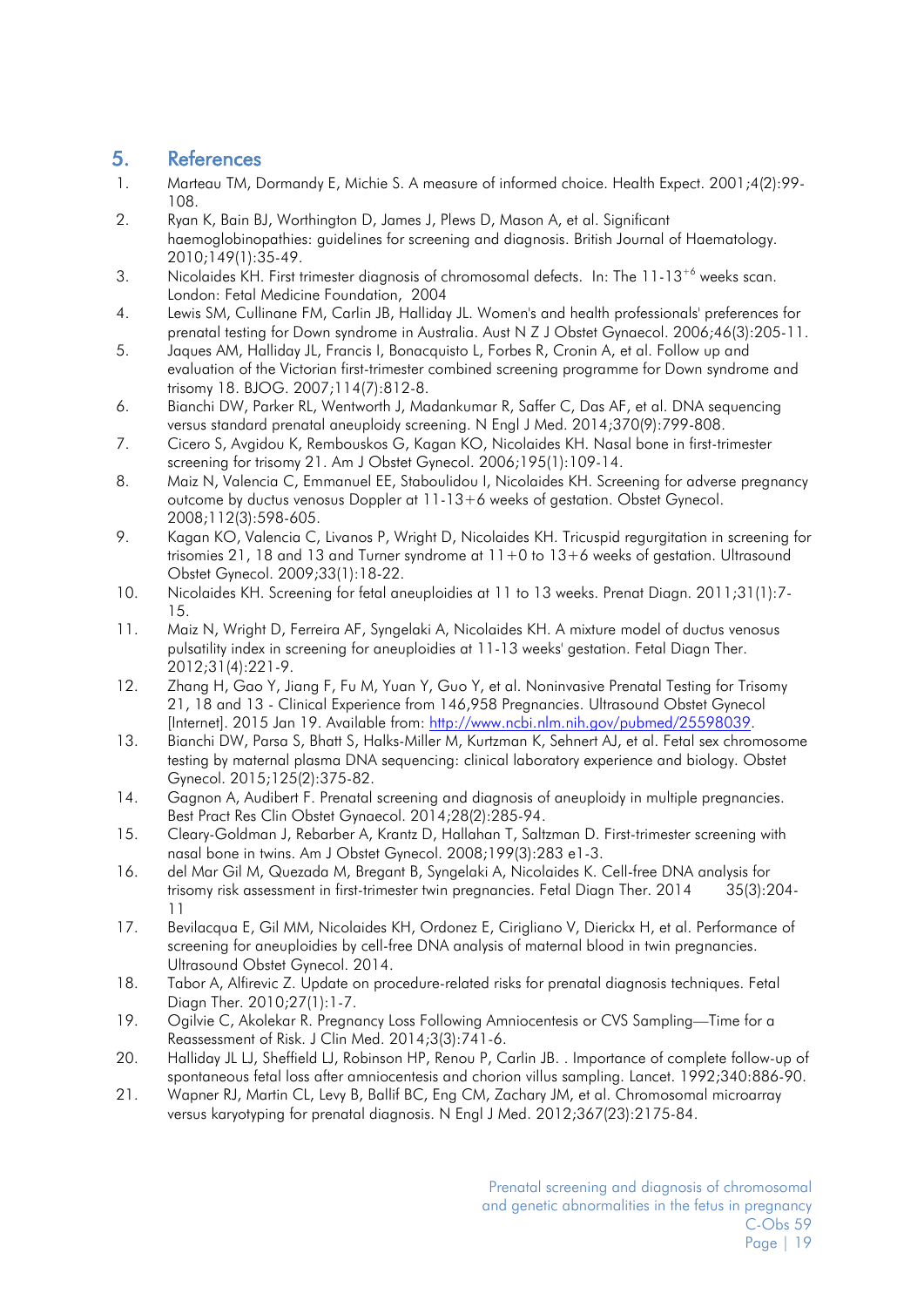## 5. References

1. Marteau TM, Dormandy E, Michie S. A measure of informed choice. Health Expect. 2001;4(2):99-108.
2. Ryan K, Bain BJ, Worthington D, James J, Plews D, Mason A, et al. Significant haemoglobinopathies: guidelines for screening and diagnosis. British Journal of Haematology. 2010;149(1):35-49.
3. Nicolaides KH. First trimester diagnosis of chromosomal defects. In: The 11-13$^{+6}$ weeks scan. London: Fetal Medicine Foundation, 2004
4. Lewis SM, Cullinane FM, Carlin JB, Halliday JL. Women's and health professionals' preferences for prenatal testing for Down syndrome in Australia. Aust N Z J Obstet Gynaecol. 2006;46(3):205-11.
5. Jaques AM, Halliday JL, Francis I, Bonacquisto L, Forbes R, Cronin A, et al. Follow up and evaluation of the Victorian first-trimester combined screening programme for Down syndrome and trisomy 18. BJOG. 2007;114(7):812-8.
6. Bianchi DW, Parker RL, Wentworth J, Madankumar R, Saffer C, Das AF, et al. DNA sequencing versus standard prenatal aneuploidy screening. N Engl J Med. 2014;370(9):799-808.
7. Cicero S, Avgidou K, Rembouskos G, Kagan KO, Nicolaides KH. Nasal bone in first-trimester screening for trisomy 21. Am J Obstet Gynecol. 2006;195(1):109-14.
8. Maiz N, Valencia C, Emmanuel EE, Staboulidou I, Nicolaides KH. Screening for adverse pregnancy outcome by ductus venosus Doppler at 11-13+6 weeks of gestation. Obstet Gynecol. 2008;112(3):598-605.
9. Kagan KO, Valencia C, Livanos P, Wright D, Nicolaides KH. Tricuspid regurgitation in screening for trisomies 21, 18 and 13 and Turner syndrome at 11+0 to 13+6 weeks of gestation. Ultrasound Obstet Gynecol. 2009;33(1):18-22.
10. Nicolaides KH. Screening for fetal aneuploidies at 11 to 13 weeks. Prenat Diagn. 2011;31(1):7-15.
11. Maiz N, Wright D, Ferreira AF, Syngelaki A, Nicolaides KH. A mixture model of ductus venosus pulsatility index in screening for aneuploidies at 11-13 weeks' gestation. Fetal Diagn Ther. 2012;31(4):221-9.
12. Zhang H, Gao Y, Jiang F, Fu M, Yuan Y, Guo Y, et al. Noninvasive Prenatal Testing for Trisomy 21, 18 and 13 - Clinical Experience from 146,958 Pregnancies. Ultrasound Obstet Gynecol [Internet]. 2015 Jan 19. Available from: http://www.ncbi.nlm.nih.gov/pubmed/25598039.
13. Bianchi DW, Parsa S, Bhatt S, Halks-Miller M, Kurtzman K, Sehnert AJ, et al. Fetal sex chromosome testing by maternal plasma DNA sequencing: clinical laboratory experience and biology. Obstet Gynecol. 2015;125(2):375-82.
14. Gagnon A, Audibert F. Prenatal screening and diagnosis of aneuploidy in multiple pregnancies. Best Pract Res Clin Obstet Gynaecol. 2014;28(2):285-94.
15. Cleary-Goldman J, Rebarber A, Krantz D, Hallahan T, Saltzman D. First-trimester screening with nasal bone in twins. Am J Obstet Gynecol. 2008;199(3):283 e1-3.
16. del Mar Gil M, Quezada M, Bregant B, Syngelaki A, Nicolaides K. Cell-free DNA analysis for trisomy risk assessment in first-trimester twin pregnancies. Fetal Diagn Ther. 2014 35(3):204-11
17. Bevilacqua E, Gil MM, Nicolaides KH, Ordonez E, Cirigliano V, Dierickx H, et al. Performance of screening for aneuploidies by cell-free DNA analysis of maternal blood in twin pregnancies. Ultrasound Obstet Gynecol. 2014.
18. Tabor A, Alfirevic Z. Update on procedure-related risks for prenatal diagnosis techniques. Fetal Diagn Ther. 2010;27(1):1-7.
19. Ogilvie C, Akolekar R. Pregnancy Loss Following Amniocentesis or CVS Sampling—Time for a Reassessment of Risk. J Clin Med. 2014;3(3):741-6.
20. Halliday JL LJ, Sheffield LJ, Robinson HP, Renou P, Carlin JB. . Importance of complete follow-up of spontaneous fetal loss after amniocentesis and chorion villus sampling. Lancet. 1992;340:886-90.
21. Wapner RJ, Martin CL, Levy B, Ballif BC, Eng CM, Zachary JM, et al. Chromosomal microarray versus karyotyping for prenatal diagnosis. N Engl J Med. 2012;367(23):2175-84.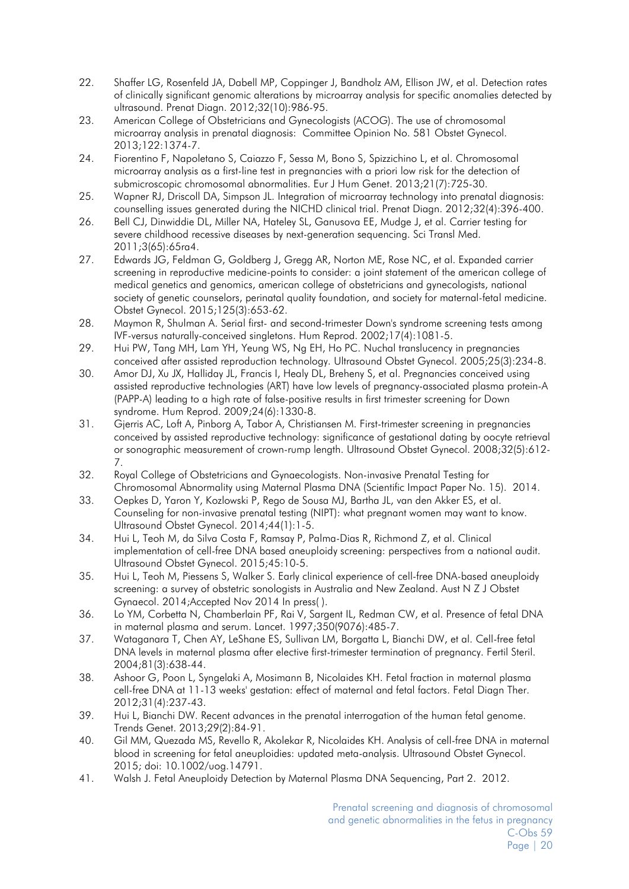22. Shaffer LG, Rosenfeld JA, Dabell MP, Coppinger J, Bandholz AM, Ellison JW, et al. Detection rates of clinically significant genomic alterations by microarray analysis for specific anomalies detected by ultrasound. Prenat Diagn. 2012;32(10):986-95.
23. American College of Obstetricians and Gynecologists (ACOG). The use of chromosomal microarray analysis in prenatal diagnosis: Committee Opinion No. 581 Obstet Gynecol. 2013;122:1374-7.
24. Fiorentino F, Napoletano S, Caiazzo F, Sessa M, Bono S, Spizzichino L, et al. Chromosomal microarray analysis as a first-line test in pregnancies with a priori low risk for the detection of submicroscopic chromosomal abnormalities. Eur J Hum Genet. 2013;21(7):725-30.
25. Wapner RJ, Driscoll DA, Simpson JL. Integration of microarray technology into prenatal diagnosis: counselling issues generated during the NICHD clinical trial. Prenat Diagn. 2012;32(4):396-400.
26. Bell CJ, Dinwiddie DL, Miller NA, Hateley SL, Ganusova EE, Mudge J, et al. Carrier testing for severe childhood recessive diseases by next-generation sequencing. Sci Transl Med. 2011;3(65):65ra4.
27. Edwards JG, Feldman G, Goldberg J, Gregg AR, Norton ME, Rose NC, et al. Expanded carrier screening in reproductive medicine-points to consider: a joint statement of the american college of medical genetics and genomics, american college of obstetricians and gynecologists, national society of genetic counselors, perinatal quality foundation, and society for maternal-fetal medicine. Obstet Gynecol. 2015;125(3):653-62.
28. Maymon R, Shulman A. Serial first- and second-trimester Down's syndrome screening tests among IVF-versus naturally-conceived singletons. Hum Reprod. 2002;17(4):1081-5.
29. Hui PW, Tang MH, Lam YH, Yeung WS, Ng EH, Ho PC. Nuchal translucency in pregnancies conceived after assisted reproduction technology. Ultrasound Obstet Gynecol. 2005;25(3):234-8.
30. Amor DJ, Xu JX, Halliday JL, Francis I, Healy DL, Breheny S, et al. Pregnancies conceived using assisted reproductive technologies (ART) have low levels of pregnancy-associated plasma protein-A (PAPP-A) leading to a high rate of false-positive results in first trimester screening for Down syndrome. Hum Reprod. 2009;24(6):1330-8.
31. Gjerris AC, Loft A, Pinborg A, Tabor A, Christiansen M. First-trimester screening in pregnancies conceived by assisted reproductive technology: significance of gestational dating by oocyte retrieval or sonographic measurement of crown-rump length. Ultrasound Obstet Gynecol. 2008;32(5):612-7.
32. Royal College of Obstetricians and Gynaecologists. Non-invasive Prenatal Testing for Chromosomal Abnormality using Maternal Plasma DNA (Scientific Impact Paper No. 15). 2014.
33. Oepkes D, Yaron Y, Kozlowski P, Rego de Sousa MJ, Bartha JL, van den Akker ES, et al. Counseling for non-invasive prenatal testing (NIPT): what pregnant women may want to know. Ultrasound Obstet Gynecol. 2014;44(1):1-5.
34. Hui L, Teoh M, da Silva Costa F, Ramsay P, Palma-Dias R, Richmond Z, et al. Clinical implementation of cell-free DNA based aneuploidy screening: perspectives from a national audit. Ultrasound Obstet Gynecol. 2015;45:10-5.
35. Hui L, Teoh M, Piessens S, Walker S. Early clinical experience of cell-free DNA-based aneuploidy screening: a survey of obstetric sonologists in Australia and New Zealand. Aust N Z J Obstet Gynaecol. 2014;Accepted Nov 2014 In press( ).
36. Lo YM, Corbetta N, Chamberlain PF, Rai V, Sargent IL, Redman CW, et al. Presence of fetal DNA in maternal plasma and serum. Lancet. 1997;350(9076):485-7.
37. Wataganara T, Chen AY, LeShane ES, Sullivan LM, Borgatta L, Bianchi DW, et al. Cell-free fetal DNA levels in maternal plasma after elective first-trimester termination of pregnancy. Fertil Steril. 2004;81(3):638-44.
38. Ashoor G, Poon L, Syngelaki A, Mosimann B, Nicolaides KH. Fetal fraction in maternal plasma cell-free DNA at 11-13 weeks' gestation: effect of maternal and fetal factors. Fetal Diagn Ther. 2012;31(4):237-43.
39. Hui L, Bianchi DW. Recent advances in the prenatal interrogation of the human fetal genome. Trends Genet. 2013;29(2):84-91.
40. Gil MM, Quezada MS, Revello R, Akolekar R, Nicolaides KH. Analysis of cell-free DNA in maternal blood in screening for fetal aneuploidies: updated meta-analysis. Ultrasound Obstet Gynecol. 2015; doi: 10.1002/uog.14791.
41. Walsh J. Fetal Aneuploidy Detection by Maternal Plasma DNA Sequencing, Part 2. 2012.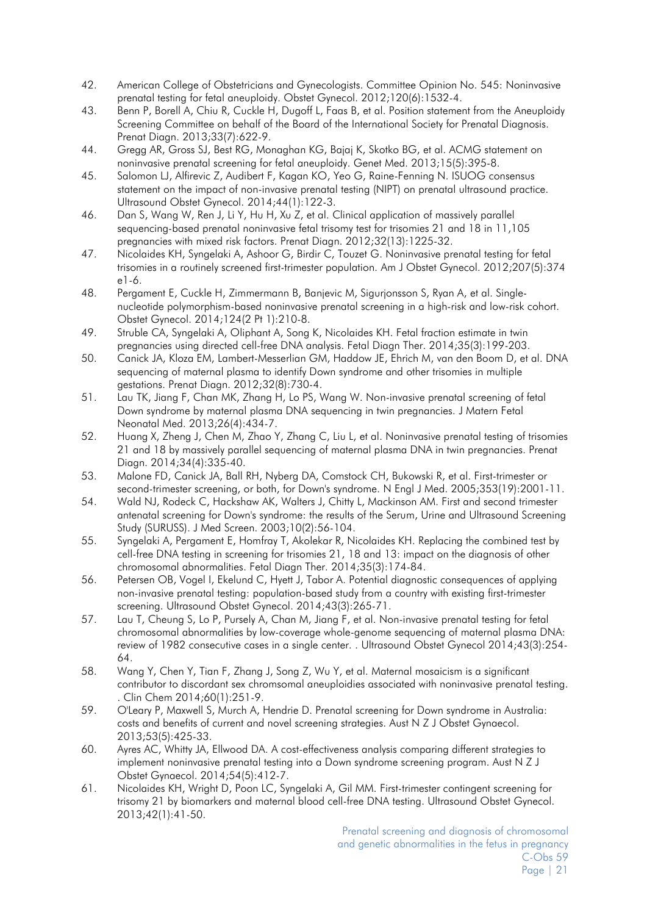42. American College of Obstetricians and Gynecologists. Committee Opinion No. 545: Noninvasive prenatal testing for fetal aneuploidy. Obstet Gynecol. 2012;120(6):1532-4.
43. Benn P, Borell A, Chiu R, Cuckle H, Dugoff L, Faas B, et al. Position statement from the Aneuploidy Screening Committee on behalf of the Board of the International Society for Prenatal Diagnosis. Prenat Diagn. 2013;33(7):622-9.
44. Gregg AR, Gross SJ, Best RG, Monaghan KG, Bajaj K, Skotko BG, et al. ACMG statement on noninvasive prenatal screening for fetal aneuploidy. Genet Med. 2013;15(5):395-8.
45. Salomon LJ, Alfirevic Z, Audibert F, Kagan KO, Yeo G, Raine-Fenning N. ISUOG consensus statement on the impact of non-invasive prenatal testing (NIPT) on prenatal ultrasound practice. Ultrasound Obstet Gynecol. 2014;44(1):122-3.
46. Dan S, Wang W, Ren J, Li Y, Hu H, Xu Z, et al. Clinical application of massively parallel sequencing-based prenatal noninvasive fetal trisomy test for trisomies 21 and 18 in 11,105 pregnancies with mixed risk factors. Prenat Diagn. 2012;32(13):1225-32.
47. Nicolaides KH, Syngelaki A, Ashoor G, Birdir C, Touzet G. Noninvasive prenatal testing for fetal trisomies in a routinely screened first-trimester population. Am J Obstet Gynecol. 2012;207(5):374 e1-6.
48. Pergament E, Cuckle H, Zimmermann B, Banjevic M, Sigurjonsson S, Ryan A, et al. Single-nucleotide polymorphism-based noninvasive prenatal screening in a high-risk and low-risk cohort. Obstet Gynecol. 2014;124(2 Pt 1):210-8.
49. Struble CA, Syngelaki A, Oliphant A, Song K, Nicolaides KH. Fetal fraction estimate in twin pregnancies using directed cell-free DNA analysis. Fetal Diagn Ther. 2014;35(3):199-203.
50. Canick JA, Kloza EM, Lambert-Messerlian GM, Haddow JE, Ehrich M, van den Boom D, et al. DNA sequencing of maternal plasma to identify Down syndrome and other trisomies in multiple gestations. Prenat Diagn. 2012;32(8):730-4.
51. Lau TK, Jiang F, Chan MK, Zhang H, Lo PS, Wang W. Non-invasive prenatal screening of fetal Down syndrome by maternal plasma DNA sequencing in twin pregnancies. J Matern Fetal Neonatal Med. 2013;26(4):434-7.
52. Huang X, Zheng J, Chen M, Zhao Y, Zhang C, Liu L, et al. Noninvasive prenatal testing of trisomies 21 and 18 by massively parallel sequencing of maternal plasma DNA in twin pregnancies. Prenat Diagn. 2014;34(4):335-40.
53. Malone FD, Canick JA, Ball RH, Nyberg DA, Comstock CH, Bukowski R, et al. First-trimester or second-trimester screening, or both, for Down's syndrome. N Engl J Med. 2005;353(19):2001-11.
54. Wald NJ, Rodeck C, Hackshaw AK, Walters J, Chitty L, Mackinson AM. First and second trimester antenatal screening for Down's syndrome: the results of the Serum, Urine and Ultrasound Screening Study (SURUSS). J Med Screen. 2003;10(2):56-104.
55. Syngelaki A, Pergament E, Homfray T, Akolekar R, Nicolaides KH. Replacing the combined test by cell-free DNA testing in screening for trisomies 21, 18 and 13: impact on the diagnosis of other chromosomal abnormalities. Fetal Diagn Ther. 2014;35(3):174-84.
56. Petersen OB, Vogel I, Ekelund C, Hyett J, Tabor A. Potential diagnostic consequences of applying non-invasive prenatal testing: population-based study from a country with existing first-trimester screening. Ultrasound Obstet Gynecol. 2014;43(3):265-71.
57. Lau T, Cheung S, Lo P, Pursely A, Chan M, Jiang F, et al. Non-invasive prenatal testing for fetal chromosomal abnormalities by low-coverage whole-genome sequencing of maternal plasma DNA: review of 1982 consecutive cases in a single center. . Ultrasound Obstet Gynecol 2014;43(3):254-64.
58. Wang Y, Chen Y, Tian F, Zhang J, Song Z, Wu Y, et al. Maternal mosaicism is a significant contributor to discordant sex chromsomal aneuploidies associated with noninvasive prenatal testing. . Clin Chem 2014;60(1):251-9.
59. O'Leary P, Maxwell S, Murch A, Hendrie D. Prenatal screening for Down syndrome in Australia: costs and benefits of current and novel screening strategies. Aust N Z J Obstet Gynaecol. 2013;53(5):425-33.
60. Ayres AC, Whitty JA, Ellwood DA. A cost-effectiveness analysis comparing different strategies to implement noninvasive prenatal testing into a Down syndrome screening program. Aust N Z J Obstet Gynaecol. 2014;54(5):412-7.
61. Nicolaides KH, Wright D, Poon LC, Syngelaki A, Gil MM. First-trimester contingent screening for trisomy 21 by biomarkers and maternal blood cell-free DNA testing. Ultrasound Obstet Gynecol. 2013;42(1):41-50.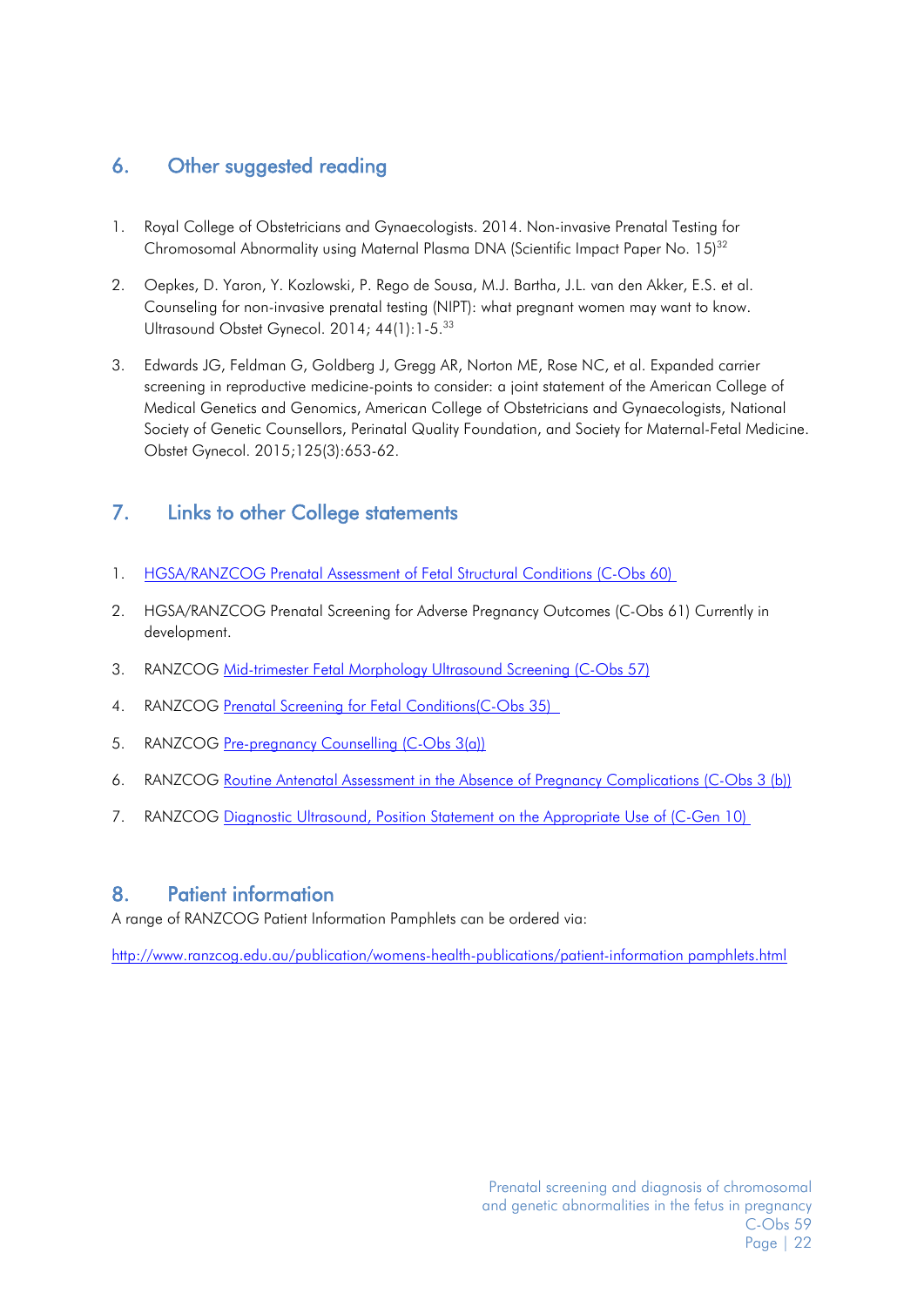## 6. Other suggested reading

1. Royal College of Obstetricians and Gynaecologists. 2014. Non-invasive Prenatal Testing for Chromosomal Abnormality using Maternal Plasma DNA (Scientific Impact Paper No. 15)[32]

2. Oepkes, D. Yaron, Y. Kozlowski, P. Rego de Sousa, M.J. Bartha, J.L. van den Akker, E.S. et al. Counseling for non-invasive prenatal testing (NIPT): what pregnant women may want to know. Ultrasound Obstet Gynecol. 2014; 44(1):1-5.[33]

3. Edwards JG, Feldman G, Goldberg J, Gregg AR, Norton ME, Rose NC, et al. Expanded carrier screening in reproductive medicine-points to consider: a joint statement of the American College of Medical Genetics and Genomics, American College of Obstetricians and Gynaecologists, National Society of Genetic Counsellors, Perinatal Quality Foundation, and Society for Maternal-Fetal Medicine. Obstet Gynecol. 2015;125(3):653-62.

## 7. Links to other College statements

1. HGSA/RANZCOG Prenatal Assessment of Fetal Structural Conditions (C-Obs 60)

2. HGSA/RANZCOG Prenatal Screening for Adverse Pregnancy Outcomes (C-Obs 61) Currently in development.

3. RANZCOG Mid-trimester Fetal Morphology Ultrasound Screening (C-Obs 57)

4. RANZCOG Prenatal Screening for Fetal Conditions(C-Obs 35)

5. RANZCOG Pre-pregnancy Counselling (C-Obs 3(a))

6. RANZCOG Routine Antenatal Assessment in the Absence of Pregnancy Complications (C-Obs 3 (b))

7. RANZCOG Diagnostic Ultrasound, Position Statement on the Appropriate Use of (C-Gen 10)

## 8. Patient information

A range of RANZCOG Patient Information Pamphlets can be ordered via:

http://www.ranzcog.edu.au/publication/womens-health-publications/patient-information pamphlets.html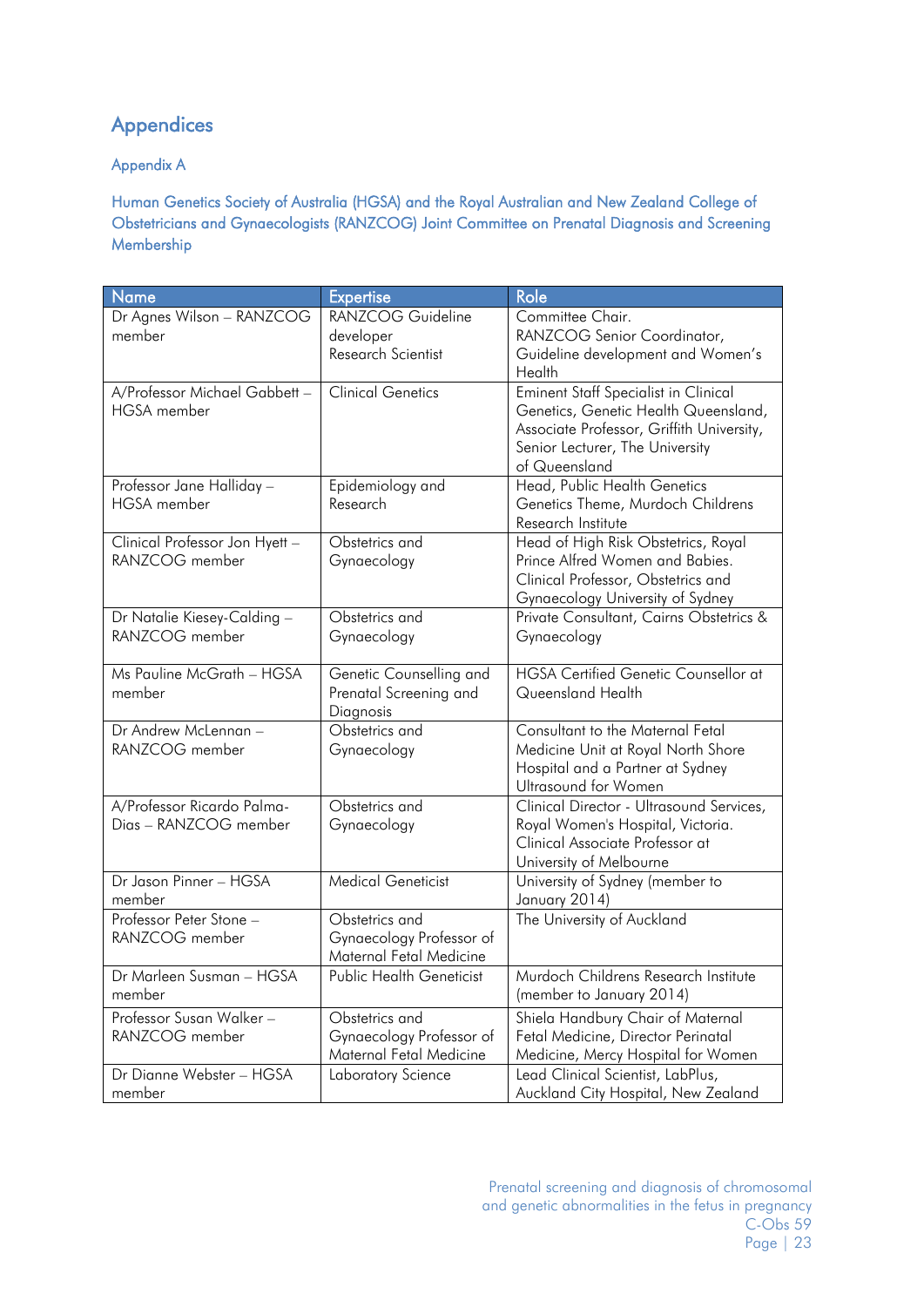# Appendices

## Appendix A

### Human Genetics Society of Australia (HGSA) and the Royal Australian and New Zealand College of Obstetricians and Gynaecologists (RANZCOG) Joint Committee on Prenatal Diagnosis and Screening Membership

| Name | Expertise | Role |
|---|---|---|
| Dr Agnes Wilson – RANZCOG member | RANZCOG Guideline developer<br>Research Scientist | Committee Chair.<br>RANZCOG Senior Coordinator, Guideline development and Women's Health |
| A/Professor Michael Gabbett – HGSA member | Clinical Genetics | Eminent Staff Specialist in Clinical Genetics, Genetic Health Queensland, Associate Professor, Griffith University, Senior Lecturer, The University of Queensland |
| Professor Jane Halliday – HGSA member | Epidemiology and Research | Head, Public Health Genetics Genetics Theme, Murdoch Childrens Research Institute |
| Clinical Professor Jon Hyett – RANZCOG member | Obstetrics and Gynaecology | Head of High Risk Obstetrics, Royal Prince Alfred Women and Babies. Clinical Professor, Obstetrics and Gynaecology University of Sydney |
| Dr Natalie Kiesey-Calding – RANZCOG member | Obstetrics and Gynaecology | Private Consultant, Cairns Obstetrics & Gynaecology |
| Ms Pauline McGrath – HGSA member | Genetic Counselling and Prenatal Screening and Diagnosis | HGSA Certified Genetic Counsellor at Queensland Health |
| Dr Andrew McLennan – RANZCOG member | Obstetrics and Gynaecology | Consultant to the Maternal Fetal Medicine Unit at Royal North Shore Hospital and a Partner at Sydney Ultrasound for Women |
| A/Professor Ricardo Palma-Dias – RANZCOG member | Obstetrics and Gynaecology | Clinical Director - Ultrasound Services, Royal Women's Hospital, Victoria. Clinical Associate Professor at University of Melbourne |
| Dr Jason Pinner – HGSA member | Medical Geneticist | University of Sydney (member to January 2014) |
| Professor Peter Stone – RANZCOG member | Obstetrics and Gynaecology Professor of Maternal Fetal Medicine | The University of Auckland |
| Dr Marleen Susman – HGSA member | Public Health Geneticist | Murdoch Childrens Research Institute (member to January 2014) |
| Professor Susan Walker – RANZCOG member | Obstetrics and Gynaecology Professor of Maternal Fetal Medicine | Shiela Handbury Chair of Maternal Fetal Medicine, Director Perinatal Medicine, Mercy Hospital for Women |
| Dr Dianne Webster – HGSA member | Laboratory Science | Lead Clinical Scientist, LabPlus, Auckland City Hospital, New Zealand |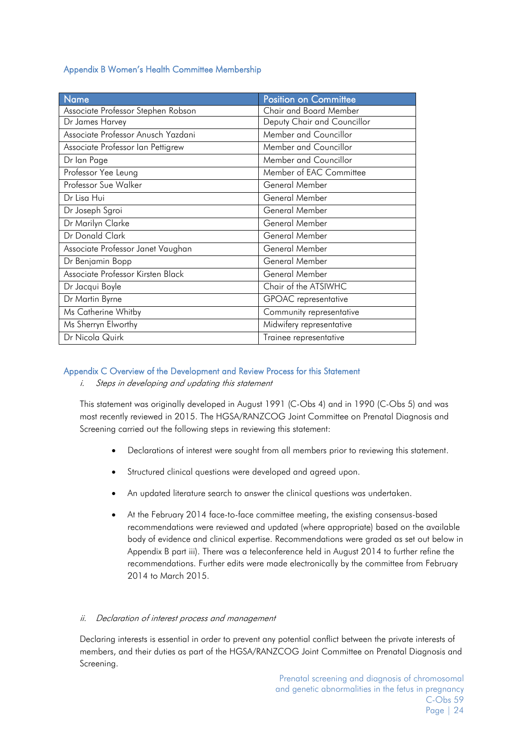## Appendix B Women's Health Committee Membership

| Name | Position on Committee |
|---|---|
| Associate Professor Stephen Robson | Chair and Board Member |
| Dr James Harvey | Deputy Chair and Councillor |
| Associate Professor Anusch Yazdani | Member and Councillor |
| Associate Professor Ian Pettigrew | Member and Councillor |
| Dr Ian Page | Member and Councillor |
| Professor Yee Leung | Member of EAC Committee |
| Professor Sue Walker | General Member |
| Dr Lisa Hui | General Member |
| Dr Joseph Sgroi | General Member |
| Dr Marilyn Clarke | General Member |
| Dr Donald Clark | General Member |
| Associate Professor Janet Vaughan | General Member |
| Dr Benjamin Bopp | General Member |
| Associate Professor Kirsten Black | General Member |
| Dr Jacqui Boyle | Chair of the ATSIWHC |
| Dr Martin Byrne | GPOAC representative |
| Ms Catherine Whitby | Community representative |
| Ms Sherryn Elworthy | Midwifery representative |
| Dr Nicola Quirk | Trainee representative |

## Appendix C Overview of the Development and Review Process for this Statement

### *i. Steps in developing and updating this statement*

This statement was originally developed in August 1991 (C-Obs 4) and in 1990 (C-Obs 5) and was most recently reviewed in 2015. The HGSA/RANZCOG Joint Committee on Prenatal Diagnosis and Screening carried out the following steps in reviewing this statement:

- Declarations of interest were sought from all members prior to reviewing this statement.
- Structured clinical questions were developed and agreed upon.
- An updated literature search to answer the clinical questions was undertaken.
- At the February 2014 face-to-face committee meeting, the existing consensus-based recommendations were reviewed and updated (where appropriate) based on the available body of evidence and clinical expertise. Recommendations were graded as set out below in Appendix B part iii). There was a teleconference held in August 2014 to further refine the recommendations. Further edits were made electronically by the committee from February 2014 to March 2015.

### *ii. Declaration of interest process and management*

Declaring interests is essential in order to prevent any potential conflict between the private interests of members, and their duties as part of the HGSA/RANZCOG Joint Committee on Prenatal Diagnosis and Screening.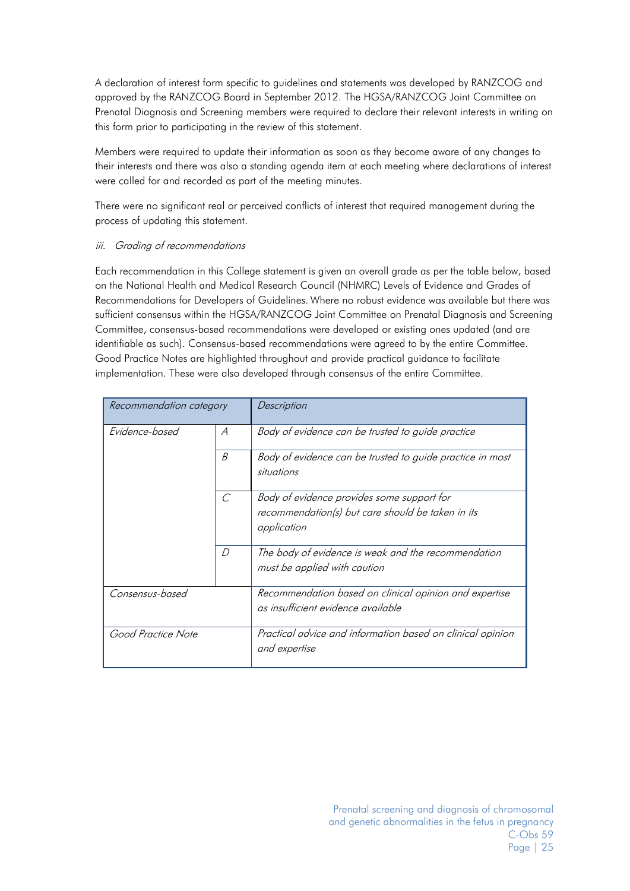A declaration of interest form specific to guidelines and statements was developed by RANZCOG and approved by the RANZCOG Board in September 2012. The HGSA/RANZCOG Joint Committee on Prenatal Diagnosis and Screening members were required to declare their relevant interests in writing on this form prior to participating in the review of this statement.

Members were required to update their information as soon as they become aware of any changes to their interests and there was also a standing agenda item at each meeting where declarations of interest were called for and recorded as part of the meeting minutes.

There were no significant real or perceived conflicts of interest that required management during the process of updating this statement.

*iii. Grading of recommendations*

Each recommendation in this College statement is given an overall grade as per the table below, based on the National Health and Medical Research Council (NHMRC) Levels of Evidence and Grades of Recommendations for Developers of Guidelines. Where no robust evidence was available but there was sufficient consensus within the HGSA/RANZCOG Joint Committee on Prenatal Diagnosis and Screening Committee, consensus-based recommendations were developed or existing ones updated (and are identifiable as such). Consensus-based recommendations were agreed to by the entire Committee. Good Practice Notes are highlighted throughout and provide practical guidance to facilitate implementation. These were also developed through consensus of the entire Committee.

| *Recommendation category* | | *Description* |
|---|---|---|
| *Evidence-based* | *A* | *Body of evidence can be trusted to guide practice* |
| | *B* | *Body of evidence can be trusted to guide practice in most situations* |
| | *C* | *Body of evidence provides some support for recommendation(s) but care should be taken in its application* |
| | *D* | *The body of evidence is weak and the recommendation must be applied with caution* |
| *Consensus-based* | | *Recommendation based on clinical opinion and expertise as insufficient evidence available* |
| *Good Practice Note* | | *Practical advice and information based on clinical opinion and expertise* |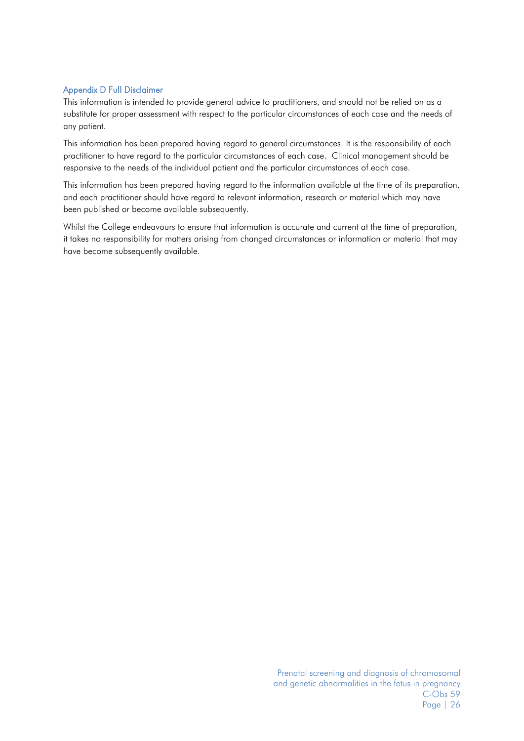## Appendix D Full Disclaimer

This information is intended to provide general advice to practitioners, and should not be relied on as a substitute for proper assessment with respect to the particular circumstances of each case and the needs of any patient.

This information has been prepared having regard to general circumstances. It is the responsibility of each practitioner to have regard to the particular circumstances of each case. Clinical management should be responsive to the needs of the individual patient and the particular circumstances of each case.

This information has been prepared having regard to the information available at the time of its preparation, and each practitioner should have regard to relevant information, research or material which may have been published or become available subsequently.

Whilst the College endeavours to ensure that information is accurate and current at the time of preparation, it takes no responsibility for matters arising from changed circumstances or information or material that may have become subsequently available.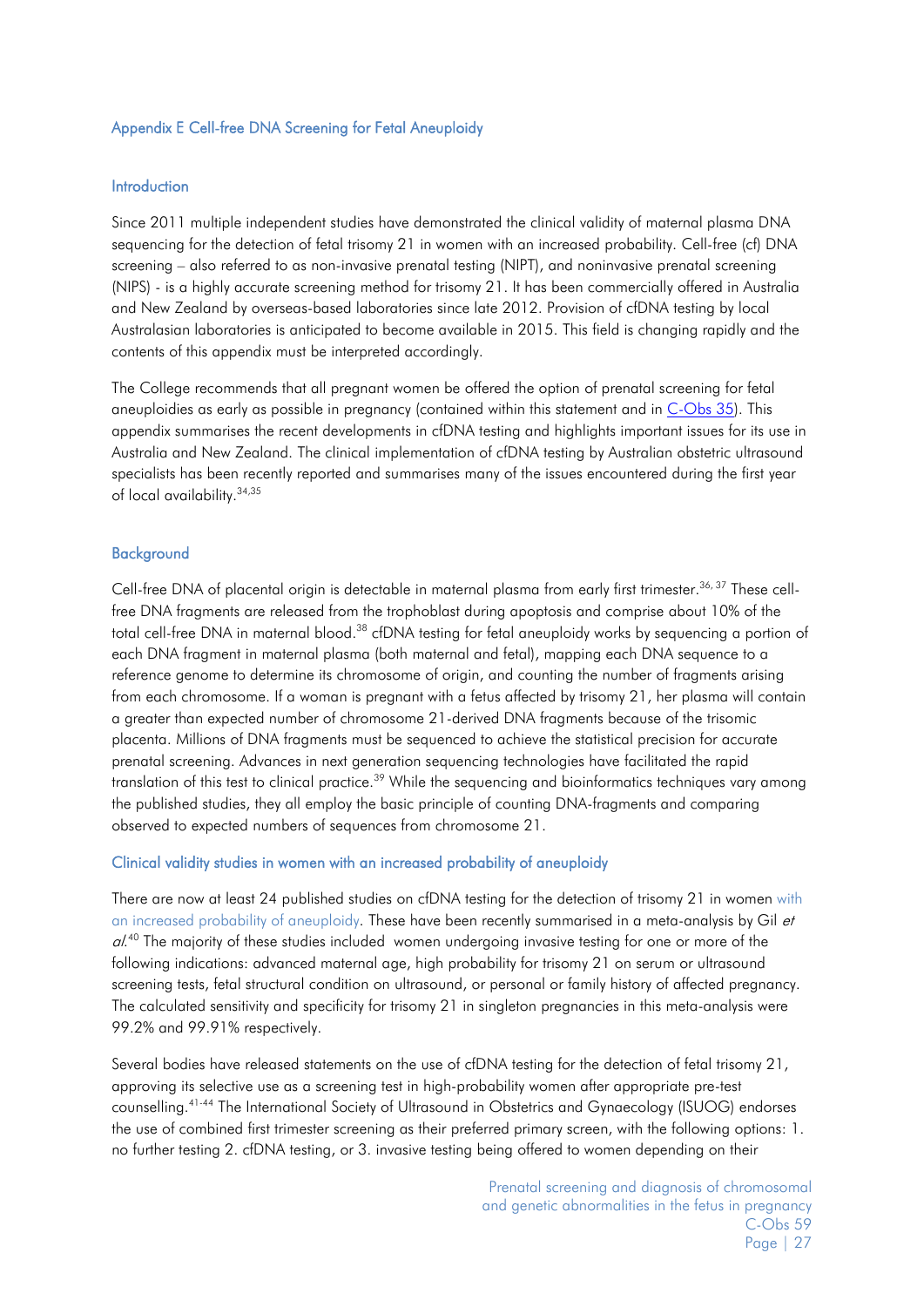## Appendix E Cell-free DNA Screening for Fetal Aneuploidy

### Introduction

Since 2011 multiple independent studies have demonstrated the clinical validity of maternal plasma DNA sequencing for the detection of fetal trisomy 21 in women with an increased probability. Cell-free (cf) DNA screening – also referred to as non-invasive prenatal testing (NIPT), and noninvasive prenatal screening (NIPS) - is a highly accurate screening method for trisomy 21. It has been commercially offered in Australia and New Zealand by overseas-based laboratories since late 2012. Provision of cfDNA testing by local Australasian laboratories is anticipated to become available in 2015. This field is changing rapidly and the contents of this appendix must be interpreted accordingly.

The College recommends that all pregnant women be offered the option of prenatal screening for fetal aneuploidies as early as possible in pregnancy (contained within this statement and in C-Obs 35). This appendix summarises the recent developments in cfDNA testing and highlights important issues for its use in Australia and New Zealand. The clinical implementation of cfDNA testing by Australian obstetric ultrasound specialists has been recently reported and summarises many of the issues encountered during the first year of local availability.[34,35]

### Background

Cell-free DNA of placental origin is detectable in maternal plasma from early first trimester.[36, 37] These cell-free DNA fragments are released from the trophoblast during apoptosis and comprise about 10% of the total cell-free DNA in maternal blood.[38] cfDNA testing for fetal aneuploidy works by sequencing a portion of each DNA fragment in maternal plasma (both maternal and fetal), mapping each DNA sequence to a reference genome to determine its chromosome of origin, and counting the number of fragments arising from each chromosome. If a woman is pregnant with a fetus affected by trisomy 21, her plasma will contain a greater than expected number of chromosome 21-derived DNA fragments because of the trisomic placenta. Millions of DNA fragments must be sequenced to achieve the statistical precision for accurate prenatal screening. Advances in next generation sequencing technologies have facilitated the rapid translation of this test to clinical practice.[39] While the sequencing and bioinformatics techniques vary among the published studies, they all employ the basic principle of counting DNA-fragments and comparing observed to expected numbers of sequences from chromosome 21.

### Clinical validity studies in women with an increased probability of aneuploidy

There are now at least 24 published studies on cfDNA testing for the detection of trisomy 21 in women with an increased probability of aneuploidy. These have been recently summarised in a meta-analysis by Gil *et al.*[40] The majority of these studies included women undergoing invasive testing for one or more of the following indications: advanced maternal age, high probability for trisomy 21 on serum or ultrasound screening tests, fetal structural condition on ultrasound, or personal or family history of affected pregnancy. The calculated sensitivity and specificity for trisomy 21 in singleton pregnancies in this meta-analysis were 99.2% and 99.91% respectively.

Several bodies have released statements on the use of cfDNA testing for the detection of fetal trisomy 21, approving its selective use as a screening test in high-probability women after appropriate pre-test counselling.[41-44] The International Society of Ultrasound in Obstetrics and Gynaecology (ISUOG) endorses the use of combined first trimester screening as their preferred primary screen, with the following options: 1. no further testing 2. cfDNA testing, or 3. invasive testing being offered to women depending on their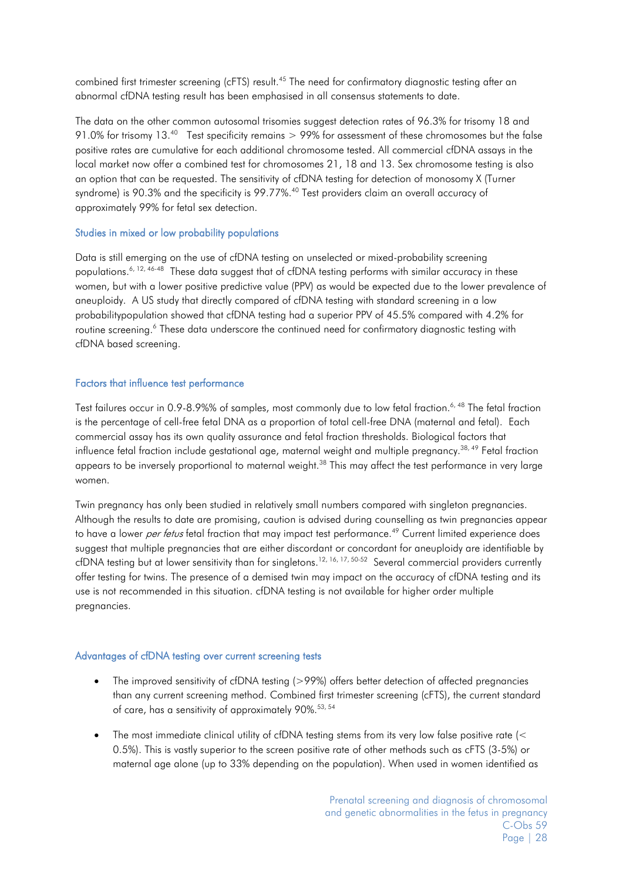combined first trimester screening (cFTS) result.[45] The need for confirmatory diagnostic testing after an abnormal cfDNA testing result has been emphasised in all consensus statements to date.

The data on the other common autosomal trisomies suggest detection rates of 96.3% for trisomy 18 and 91.0% for trisomy 13.[40] Test specificity remains > 99% for assessment of these chromosomes but the false positive rates are cumulative for each additional chromosome tested. All commercial cfDNA assays in the local market now offer a combined test for chromosomes 21, 18 and 13. Sex chromosome testing is also an option that can be requested. The sensitivity of cfDNA testing for detection of monosomy X (Turner syndrome) is 90.3% and the specificity is 99.77%.[40] Test providers claim an overall accuracy of approximately 99% for fetal sex detection.

### Studies in mixed or low probability populations

Data is still emerging on the use of cfDNA testing on unselected or mixed-probability screening populations.[6, 12, 46-48] These data suggest that of cfDNA testing performs with similar accuracy in these women, but with a lower positive predictive value (PPV) as would be expected due to the lower prevalence of aneuploidy. A US study that directly compared of cfDNA testing with standard screening in a low probabilitypopulation showed that cfDNA testing had a superior PPV of 45.5% compared with 4.2% for routine screening.[6] These data underscore the continued need for confirmatory diagnostic testing with cfDNA based screening.

### Factors that influence test performance

Test failures occur in 0.9-8.9%% of samples, most commonly due to low fetal fraction.[6, 48] The fetal fraction is the percentage of cell-free fetal DNA as a proportion of total cell-free DNA (maternal and fetal). Each commercial assay has its own quality assurance and fetal fraction thresholds. Biological factors that influence fetal fraction include gestational age, maternal weight and multiple pregnancy.[38, 49] Fetal fraction appears to be inversely proportional to maternal weight.[38] This may affect the test performance in very large women.

Twin pregnancy has only been studied in relatively small numbers compared with singleton pregnancies. Although the results to date are promising, caution is advised during counselling as twin pregnancies appear to have a lower *per fetus* fetal fraction that may impact test performance.[49] Current limited experience does suggest that multiple pregnancies that are either discordant or concordant for aneuploidy are identifiable by cfDNA testing but at lower sensitivity than for singletons.[12, 16, 17, 50-52] Several commercial providers currently offer testing for twins. The presence of a demised twin may impact on the accuracy of cfDNA testing and its use is not recommended in this situation. cfDNA testing is not available for higher order multiple pregnancies.

### Advantages of cfDNA testing over current screening tests

- The improved sensitivity of cfDNA testing (>99%) offers better detection of affected pregnancies than any current screening method. Combined first trimester screening (cFTS), the current standard of care, has a sensitivity of approximately 90%.[53, 54]
- The most immediate clinical utility of cfDNA testing stems from its very low false positive rate (< 0.5%). This is vastly superior to the screen positive rate of other methods such as cFTS (3-5%) or maternal age alone (up to 33% depending on the population). When used in women identified as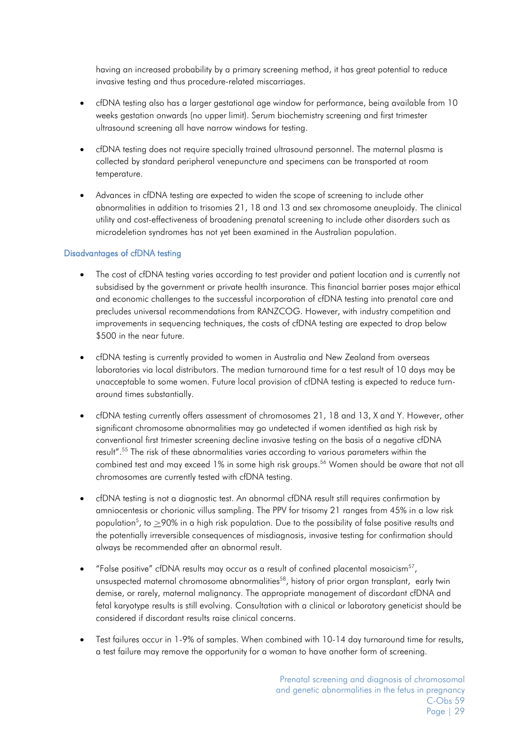having an increased probability by a primary screening method, it has great potential to reduce invasive testing and thus procedure-related miscarriages.

- cfDNA testing also has a larger gestational age window for performance, being available from 10 weeks gestation onwards (no upper limit). Serum biochemistry screening and first trimester ultrasound screening all have narrow windows for testing.

- cfDNA testing does not require specially trained ultrasound personnel. The maternal plasma is collected by standard peripheral venepuncture and specimens can be transported at room temperature.

- Advances in cfDNA testing are expected to widen the scope of screening to include other abnormalities in addition to trisomies 21, 18 and 13 and sex chromosome aneuploidy. The clinical utility and cost-effectiveness of broadening prenatal screening to include other disorders such as microdeletion syndromes has not yet been examined in the Australian population.

### Disadvantages of cfDNA testing

- The cost of cfDNA testing varies according to test provider and patient location and is currently not subsidised by the government or private health insurance. This financial barrier poses major ethical and economic challenges to the successful incorporation of cfDNA testing into prenatal care and precludes universal recommendations from RANZCOG. However, with industry competition and improvements in sequencing techniques, the costs of cfDNA testing are expected to drop below $500 in the near future.

- cfDNA testing is currently provided to women in Australia and New Zealand from overseas laboratories via local distributors. The median turnaround time for a test result of 10 days may be unacceptable to some women. Future local provision of cfDNA testing is expected to reduce turn-around times substantially.

- cfDNA testing currently offers assessment of chromosomes 21, 18 and 13, X and Y. However, other significant chromosome abnormalities may go undetected if women identified as high risk by conventional first trimester screening decline invasive testing on the basis of a negative cfDNA result".[55] The risk of these abnormalities varies according to various parameters within the combined test and may exceed 1% in some high risk groups.[56] Women should be aware that not all chromosomes are currently tested with cfDNA testing.

- cfDNA testing is not a diagnostic test. An abnormal cfDNA result still requires confirmation by amniocentesis or chorionic villus sampling. The PPV for trisomy 21 ranges from 45% in a low risk population[5], to $\geq$90% in a high risk population. Due to the possibility of false positive results and the potentially irreversible consequences of misdiagnosis, invasive testing for confirmation should always be recommended after an abnormal result.

- "False positive" cfDNA results may occur as a result of confined placental mosaicism[57], unsuspected maternal chromosome abnormalities[58], history of prior organ transplant, early twin demise, or rarely, maternal malignancy. The appropriate management of discordant cfDNA and fetal karyotype results is still evolving. Consultation with a clinical or laboratory geneticist should be considered if discordant results raise clinical concerns.

- Test failures occur in 1-9% of samples. When combined with 10-14 day turnaround time for results, a test failure may remove the opportunity for a woman to have another form of screening.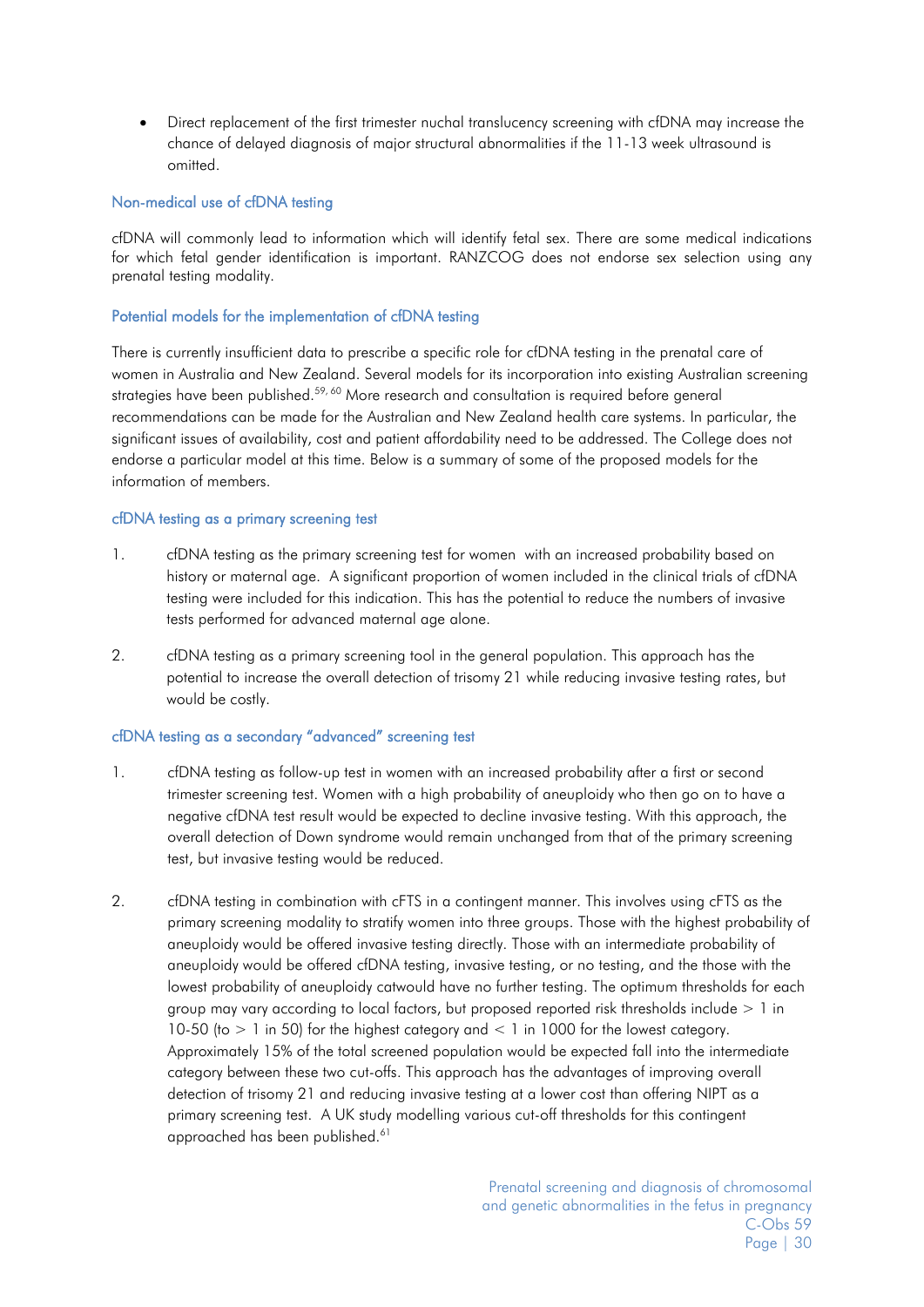- Direct replacement of the first trimester nuchal translucency screening with cfDNA may increase the chance of delayed diagnosis of major structural abnormalities if the 11-13 week ultrasound is omitted.

### Non-medical use of cfDNA testing

cfDNA will commonly lead to information which will identify fetal sex. There are some medical indications for which fetal gender identification is important. RANZCOG does not endorse sex selection using any prenatal testing modality.

### Potential models for the implementation of cfDNA testing

There is currently insufficient data to prescribe a specific role for cfDNA testing in the prenatal care of women in Australia and New Zealand. Several models for its incorporation into existing Australian screening strategies have been published.[59, 60] More research and consultation is required before general recommendations can be made for the Australian and New Zealand health care systems. In particular, the significant issues of availability, cost and patient affordability need to be addressed. The College does not endorse a particular model at this time. Below is a summary of some of the proposed models for the information of members.

### cfDNA testing as a primary screening test

1. cfDNA testing as the primary screening test for women with an increased probability based on history or maternal age. A significant proportion of women included in the clinical trials of cfDNA testing were included for this indication. This has the potential to reduce the numbers of invasive tests performed for advanced maternal age alone.
2. cfDNA testing as a primary screening tool in the general population. This approach has the potential to increase the overall detection of trisomy 21 while reducing invasive testing rates, but would be costly.

### cfDNA testing as a secondary "advanced" screening test

1. cfDNA testing as follow-up test in women with an increased probability after a first or second trimester screening test. Women with a high probability of aneuploidy who then go on to have a negative cfDNA test result would be expected to decline invasive testing. With this approach, the overall detection of Down syndrome would remain unchanged from that of the primary screening test, but invasive testing would be reduced.
2. cfDNA testing in combination with cFTS in a contingent manner. This involves using cFTS as the primary screening modality to stratify women into three groups. Those with the highest probability of aneuploidy would be offered invasive testing directly. Those with an intermediate probability of aneuploidy would be offered cfDNA testing, invasive testing, or no testing, and the those with the lowest probability of aneuploidy catwould have no further testing. The optimum thresholds for each group may vary according to local factors, but proposed reported risk thresholds include > 1 in 10-50 (to > 1 in 50) for the highest category and < 1 in 1000 for the lowest category. Approximately 15% of the total screened population would be expected fall into the intermediate category between these two cut-offs. This approach has the advantages of improving overall detection of trisomy 21 and reducing invasive testing at a lower cost than offering NIPT as a primary screening test. A UK study modelling various cut-off thresholds for this contingent approached has been published.[61]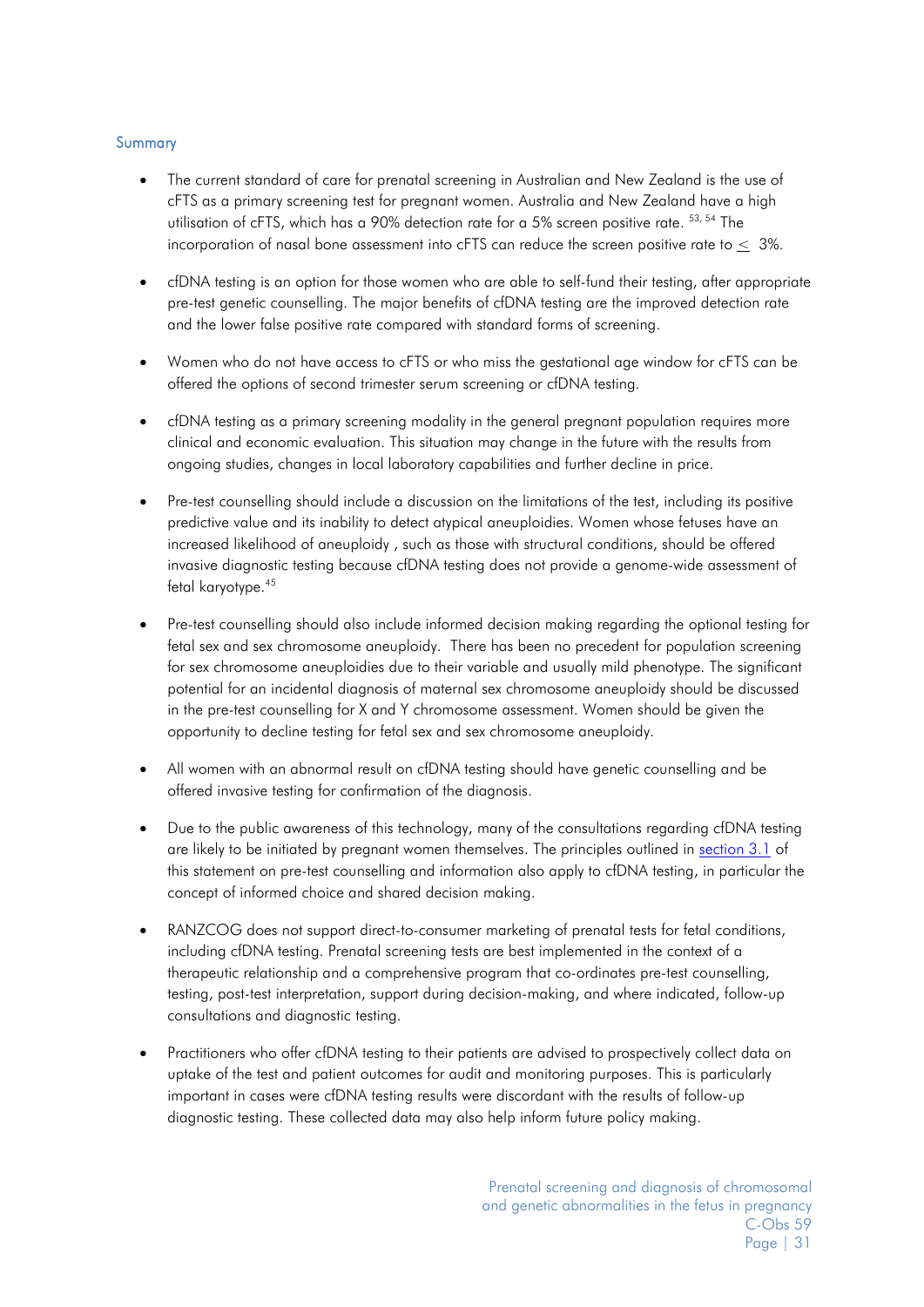### Summary

- The current standard of care for prenatal screening in Australian and New Zealand is the use of cFTS as a primary screening test for pregnant women. Australia and New Zealand have a high utilisation of cFTS, which has a 90% detection rate for a 5% screen positive rate. [53, 54] The incorporation of nasal bone assessment into cFTS can reduce the screen positive rate to $\leq$ 3%.

- cfDNA testing is an option for those women who are able to self-fund their testing, after appropriate pre-test genetic counselling. The major benefits of cfDNA testing are the improved detection rate and the lower false positive rate compared with standard forms of screening.

- Women who do not have access to cFTS or who miss the gestational age window for cFTS can be offered the options of second trimester serum screening or cfDNA testing.

- cfDNA testing as a primary screening modality in the general pregnant population requires more clinical and economic evaluation. This situation may change in the future with the results from ongoing studies, changes in local laboratory capabilities and further decline in price.

- Pre-test counselling should include a discussion on the limitations of the test, including its positive predictive value and its inability to detect atypical aneuploidies. Women whose fetuses have an increased likelihood of aneuploidy , such as those with structural conditions, should be offered invasive diagnostic testing because cfDNA testing does not provide a genome-wide assessment of fetal karyotype.[45]

- Pre-test counselling should also include informed decision making regarding the optional testing for fetal sex and sex chromosome aneuploidy. There has been no precedent for population screening for sex chromosome aneuploidies due to their variable and usually mild phenotype. The significant potential for an incidental diagnosis of maternal sex chromosome aneuploidy should be discussed in the pre-test counselling for X and Y chromosome assessment. Women should be given the opportunity to decline testing for fetal sex and sex chromosome aneuploidy.

- All women with an abnormal result on cfDNA testing should have genetic counselling and be offered invasive testing for confirmation of the diagnosis.

- Due to the public awareness of this technology, many of the consultations regarding cfDNA testing are likely to be initiated by pregnant women themselves. The principles outlined in section 3.1 of this statement on pre-test counselling and information also apply to cfDNA testing, in particular the concept of informed choice and shared decision making.

- RANZCOG does not support direct-to-consumer marketing of prenatal tests for fetal conditions, including cfDNA testing. Prenatal screening tests are best implemented in the context of a therapeutic relationship and a comprehensive program that co-ordinates pre-test counselling, testing, post-test interpretation, support during decision-making, and where indicated, follow-up consultations and diagnostic testing.

- Practitioners who offer cfDNA testing to their patients are advised to prospectively collect data on uptake of the test and patient outcomes for audit and monitoring purposes. This is particularly important in cases were cfDNA testing results were discordant with the results of follow-up diagnostic testing. These collected data may also help inform future policy making.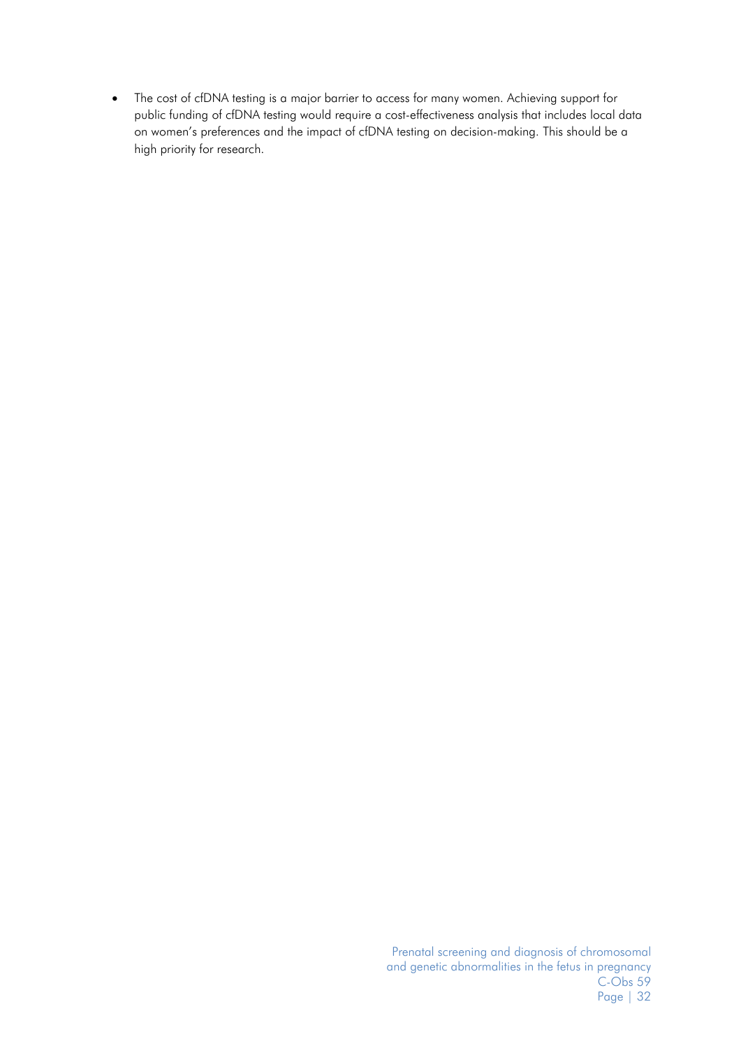- The cost of cfDNA testing is a major barrier to access for many women. Achieving support for public funding of cfDNA testing would require a cost-effectiveness analysis that includes local data on women's preferences and the impact of cfDNA testing on decision-making. This should be a high priority for research.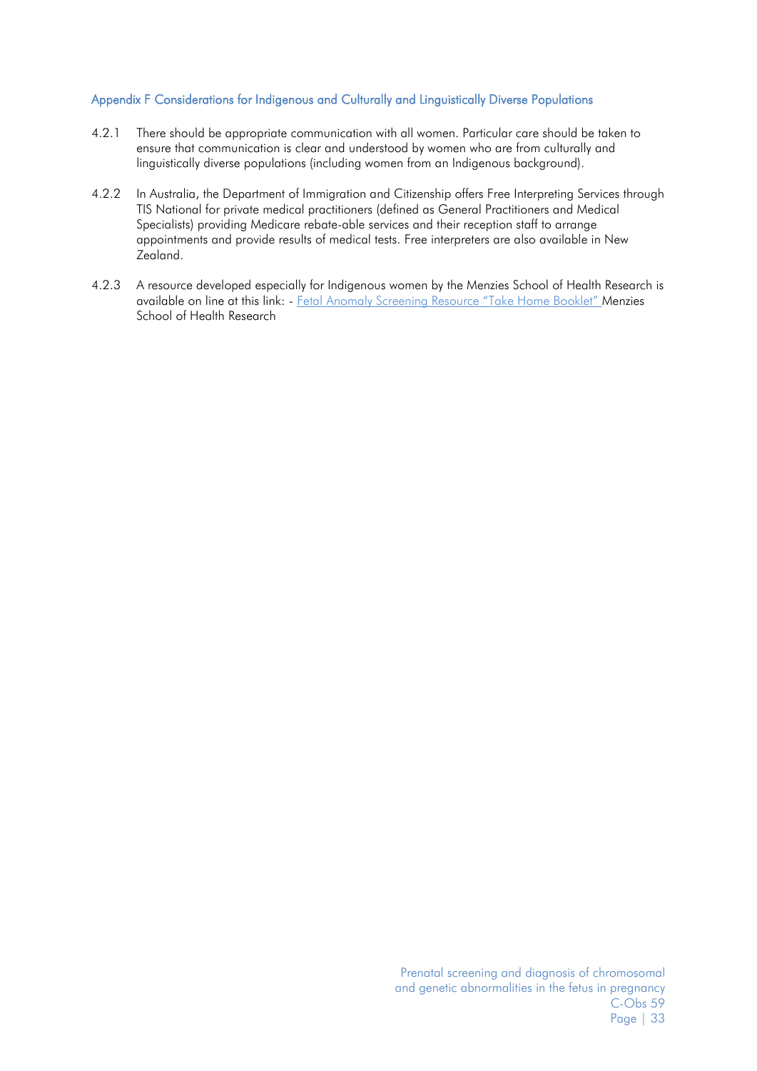## Appendix F Considerations for Indigenous and Culturally and Linguistically Diverse Populations

4.2.1 There should be appropriate communication with all women. Particular care should be taken to ensure that communication is clear and understood by women who are from culturally and linguistically diverse populations (including women from an Indigenous background).

4.2.2 In Australia, the Department of Immigration and Citizenship offers Free Interpreting Services through TIS National for private medical practitioners (defined as General Practitioners and Medical Specialists) providing Medicare rebate-able services and their reception staff to arrange appointments and provide results of medical tests. Free interpreters are also available in New Zealand.

4.2.3 A resource developed especially for Indigenous women by the Menzies School of Health Research is available on line at this link: - Fetal Anomaly Screening Resource "Take Home Booklet" Menzies School of Health Research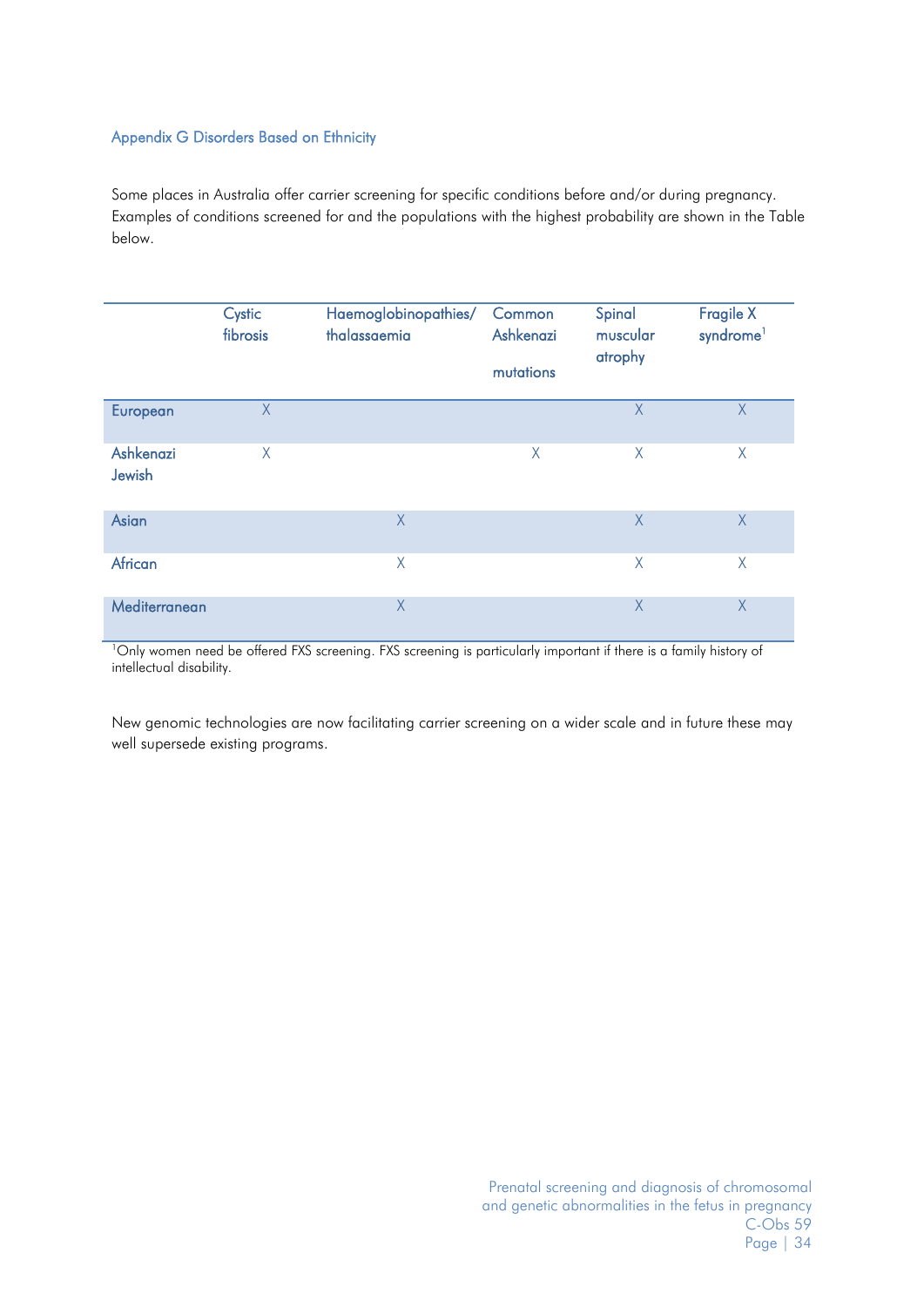## Appendix G Disorders Based on Ethnicity

Some places in Australia offer carrier screening for specific conditions before and/or during pregnancy. Examples of conditions screened for and the populations with the highest probability are shown in the Table below.

| | Cystic fibrosis | Haemoglobinopathies/ thalassaemia | Common Ashkenazi mutations | Spinal muscular atrophy | Fragile X syndrome[1] |
|---|---|---|---|---|---|
| European | X | | | X | X |
| Ashkenazi Jewish | X | | X | X | X |
| Asian | | X | | X | X |
| African | | X | | X | X |
| Mediterranean | | X | | X | X |

[1]Only women need be offered FXS screening. FXS screening is particularly important if there is a family history of intellectual disability.

New genomic technologies are now facilitating carrier screening on a wider scale and in future these may well supersede existing programs.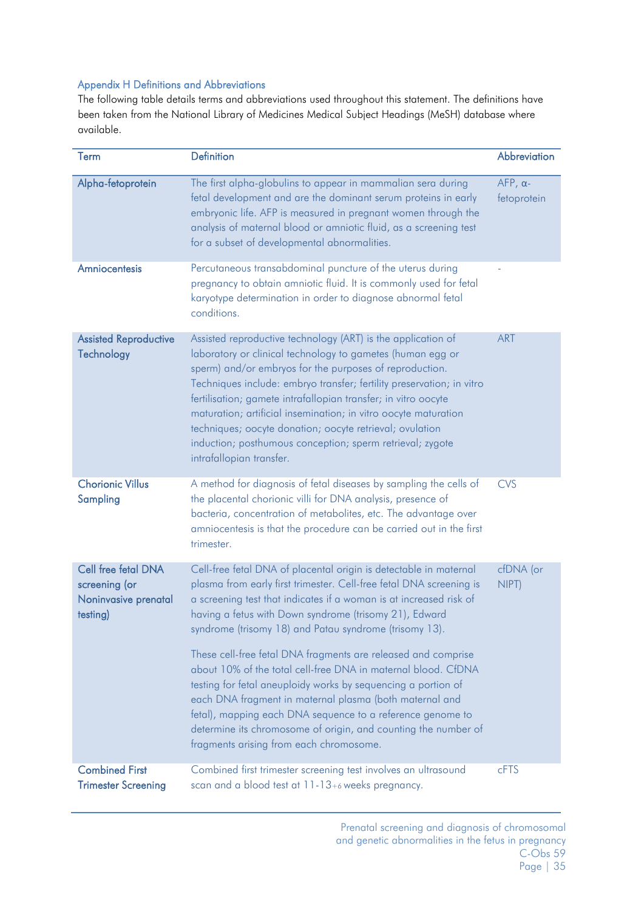## Appendix H Definitions and Abbreviations

The following table details terms and abbreviations used throughout this statement. The definitions have been taken from the National Library of Medicines Medical Subject Headings (MeSH) database where available.

| Term | Definition | Abbreviation |
|---|---|---|
| Alpha-fetoprotein | The first alpha-globulins to appear in mammalian sera during fetal development and are the dominant serum proteins in early embryonic life. AFP is measured in pregnant women through the analysis of maternal blood or amniotic fluid, as a screening test for a subset of developmental abnormalities. | AFP, α-fetoprotein |
| Amniocentesis | Percutaneous transabdominal puncture of the uterus during pregnancy to obtain amniotic fluid. It is commonly used for fetal karyotype determination in order to diagnose abnormal fetal conditions. | - |
| Assisted Reproductive Technology | Assisted reproductive technology (ART) is the application of laboratory or clinical technology to gametes (human egg or sperm) and/or embryos for the purposes of reproduction. Techniques include: embryo transfer; fertility preservation; in vitro fertilisation; gamete intrafallopian transfer; in vitro oocyte maturation; artificial insemination; in vitro oocyte maturation techniques; oocyte donation; oocyte retrieval; ovulation induction; posthumous conception; sperm retrieval; zygote intrafallopian transfer. | ART |
| Chorionic Villus Sampling | A method for diagnosis of fetal diseases by sampling the cells of the placental chorionic villi for DNA analysis, presence of bacteria, concentration of metabolites, etc. The advantage over amniocentesis is that the procedure can be carried out in the first trimester. | CVS |
| Cell free fetal DNA screening (or Noninvasive prenatal testing) | Cell-free fetal DNA of placental origin is detectable in maternal plasma from early first trimester. Cell-free fetal DNA screening is a screening test that indicates if a woman is at increased risk of having a fetus with Down syndrome (trisomy 21), Edward syndrome (trisomy 18) and Patau syndrome (trisomy 13).<br><br>These cell-free fetal DNA fragments are released and comprise about 10% of the total cell-free DNA in maternal blood. CfDNA testing for fetal aneuploidy works by sequencing a portion of each DNA fragment in maternal plasma (both maternal and fetal), mapping each DNA sequence to a reference genome to determine its chromosome of origin, and counting the number of fragments arising from each chromosome. | cfDNA (or NIPT) |
| Combined First Trimester Screening | Combined first trimester screening test involves an ultrasound scan and a blood test at 11-13+6 weeks pregnancy. | cFTS |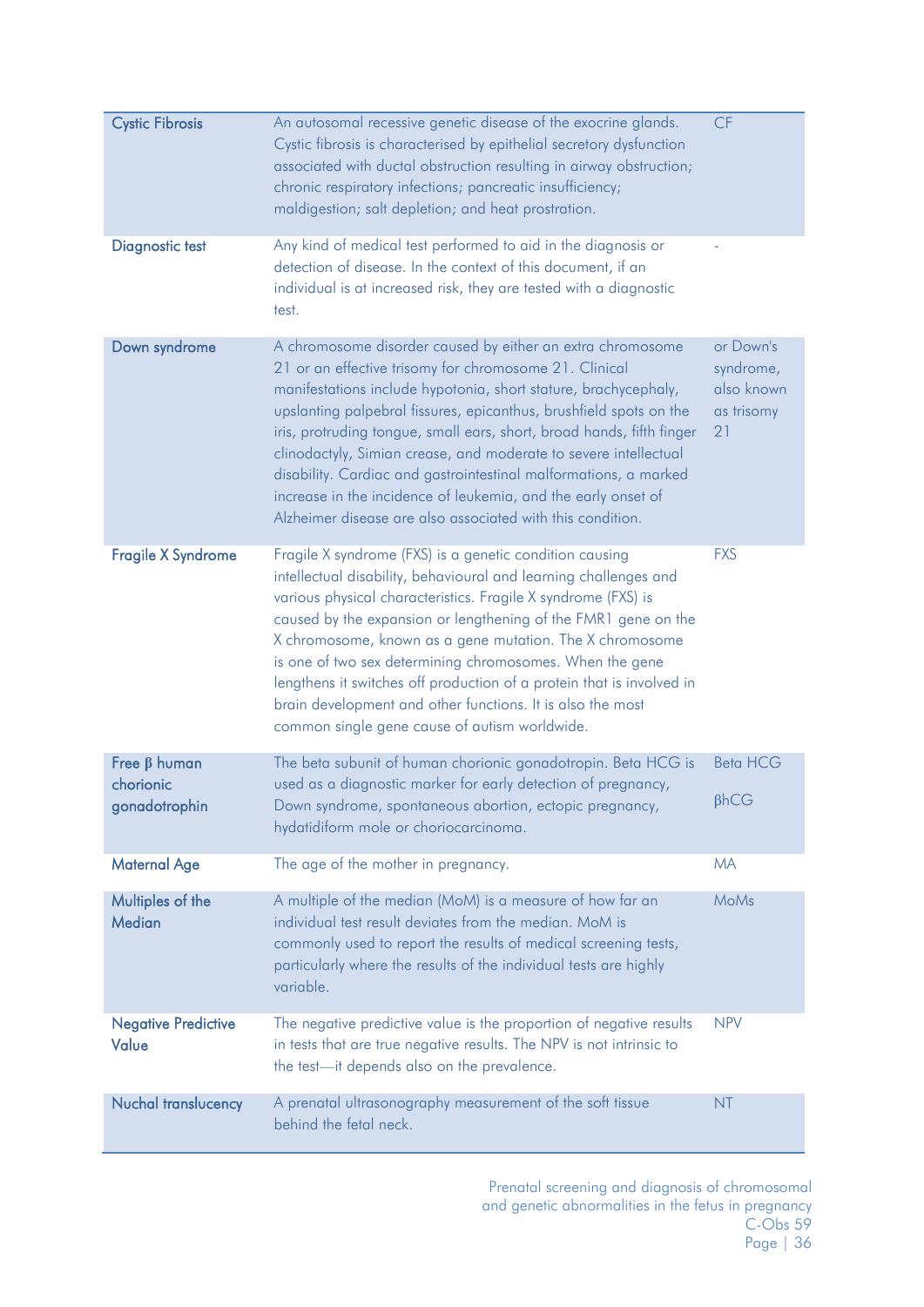| | | |
|---|---|---|
| **Cystic Fibrosis** | An autosomal recessive genetic disease of the exocrine glands. Cystic fibrosis is characterised by epithelial secretory dysfunction associated with ductal obstruction resulting in airway obstruction; chronic respiratory infections; pancreatic insufficiency; maldigestion; salt depletion; and heat prostration. | CF |
| **Diagnostic test** | Any kind of medical test performed to aid in the diagnosis or detection of disease. In the context of this document, if an individual is at increased risk, they are tested with a diagnostic test. | - |
| **Down syndrome** | A chromosome disorder caused by either an extra chromosome 21 or an effective trisomy for chromosome 21. Clinical manifestations include hypotonia, short stature, brachycephaly, upslanting palpebral fissures, epicanthus, brushfield spots on the iris, protruding tongue, small ears, short, broad hands, fifth finger clinodactyly, Simian crease, and moderate to severe intellectual disability. Cardiac and gastrointestinal malformations, a marked increase in the incidence of leukemia, and the early onset of Alzheimer disease are also associated with this condition. | or Down's syndrome, also known as trisomy 21 |
| **Fragile X Syndrome** | Fragile X syndrome (FXS) is a genetic condition causing intellectual disability, behavioural and learning challenges and various physical characteristics. Fragile X syndrome (FXS) is caused by the expansion or lengthening of the FMR1 gene on the X chromosome, known as a gene mutation. The X chromosome is one of two sex determining chromosomes. When the gene lengthens it switches off production of a protein that is involved in brain development and other functions. It is also the most common single gene cause of autism worldwide. | FXS |
| **Free β human chorionic gonadotrophin** | The beta subunit of human chorionic gonadotropin. Beta HCG is used as a diagnostic marker for early detection of pregnancy, Down syndrome, spontaneous abortion, ectopic pregnancy, hydatidiform mole or choriocarcinoma. | Beta HCG<br><br>βhCG |
| **Maternal Age** | The age of the mother in pregnancy. | MA |
| **Multiples of the Median** | A multiple of the median (MoM) is a measure of how far an individual test result deviates from the median. MoM is commonly used to report the results of medical screening tests, particularly where the results of the individual tests are highly variable. | MoMs |
| **Negative Predictive Value** | The negative predictive value is the proportion of negative results in tests that are true negative results. The NPV is not intrinsic to the test—it depends also on the prevalence. | NPV |
| **Nuchal translucency** | A prenatal ultrasonography measurement of the soft tissue behind the fetal neck. | NT |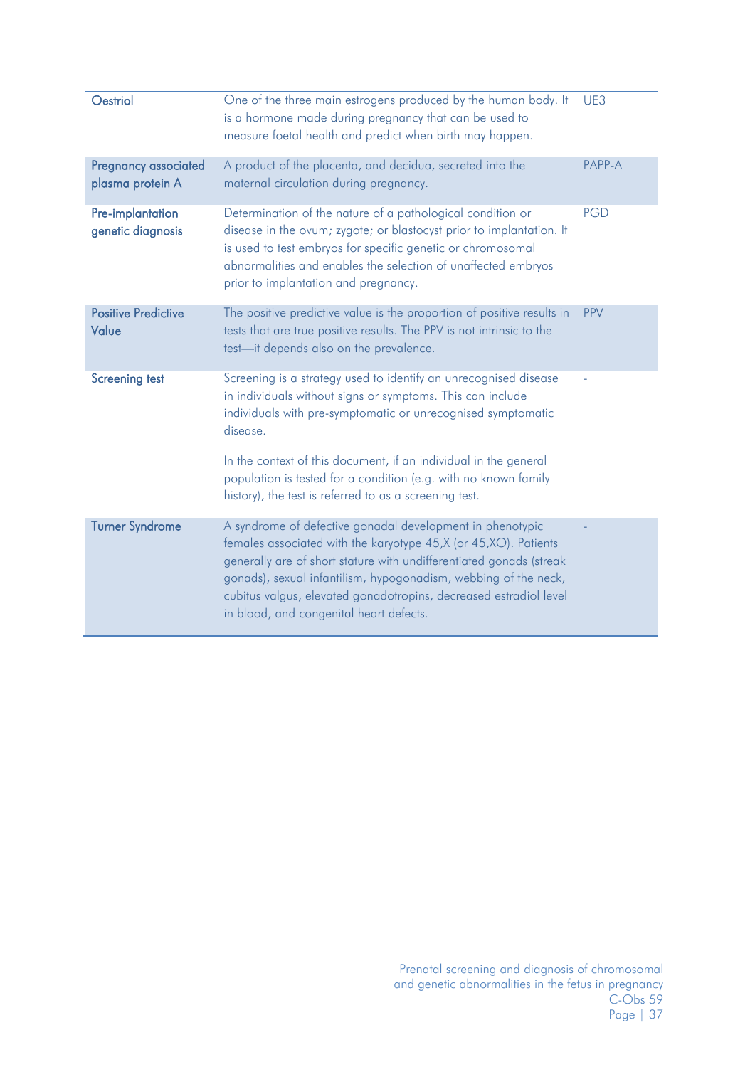| | | |
|---|---|---|
| **Oestriol** | One of the three main estrogens produced by the human body. It is a hormone made during pregnancy that can be used to measure foetal health and predict when birth may happen. | UE3 |
| **Pregnancy associated plasma protein A** | A product of the placenta, and decidua, secreted into the maternal circulation during pregnancy. | PAPP-A |
| **Pre-implantation genetic diagnosis** | Determination of the nature of a pathological condition or disease in the ovum; zygote; or blastocyst prior to implantation. It is used to test embryos for specific genetic or chromosomal abnormalities and enables the selection of unaffected embryos prior to implantation and pregnancy. | PGD |
| **Positive Predictive Value** | The positive predictive value is the proportion of positive results in tests that are true positive results. The PPV is not intrinsic to the test—it depends also on the prevalence. | PPV |
| **Screening test** | Screening is a strategy used to identify an unrecognised disease in individuals without signs or symptoms. This can include individuals with pre-symptomatic or unrecognised symptomatic disease.<br><br>In the context of this document, if an individual in the general population is tested for a condition (e.g. with no known family history), the test is referred to as a screening test. | - |
| **Turner Syndrome** | A syndrome of defective gonadal development in phenotypic females associated with the karyotype 45,X (or 45,XO). Patients generally are of short stature with undifferentiated gonads (streak gonads), sexual infantilism, hypogonadism, webbing of the neck, cubitus valgus, elevated gonadotropins, decreased estradiol level in blood, and congenital heart defects. | - |